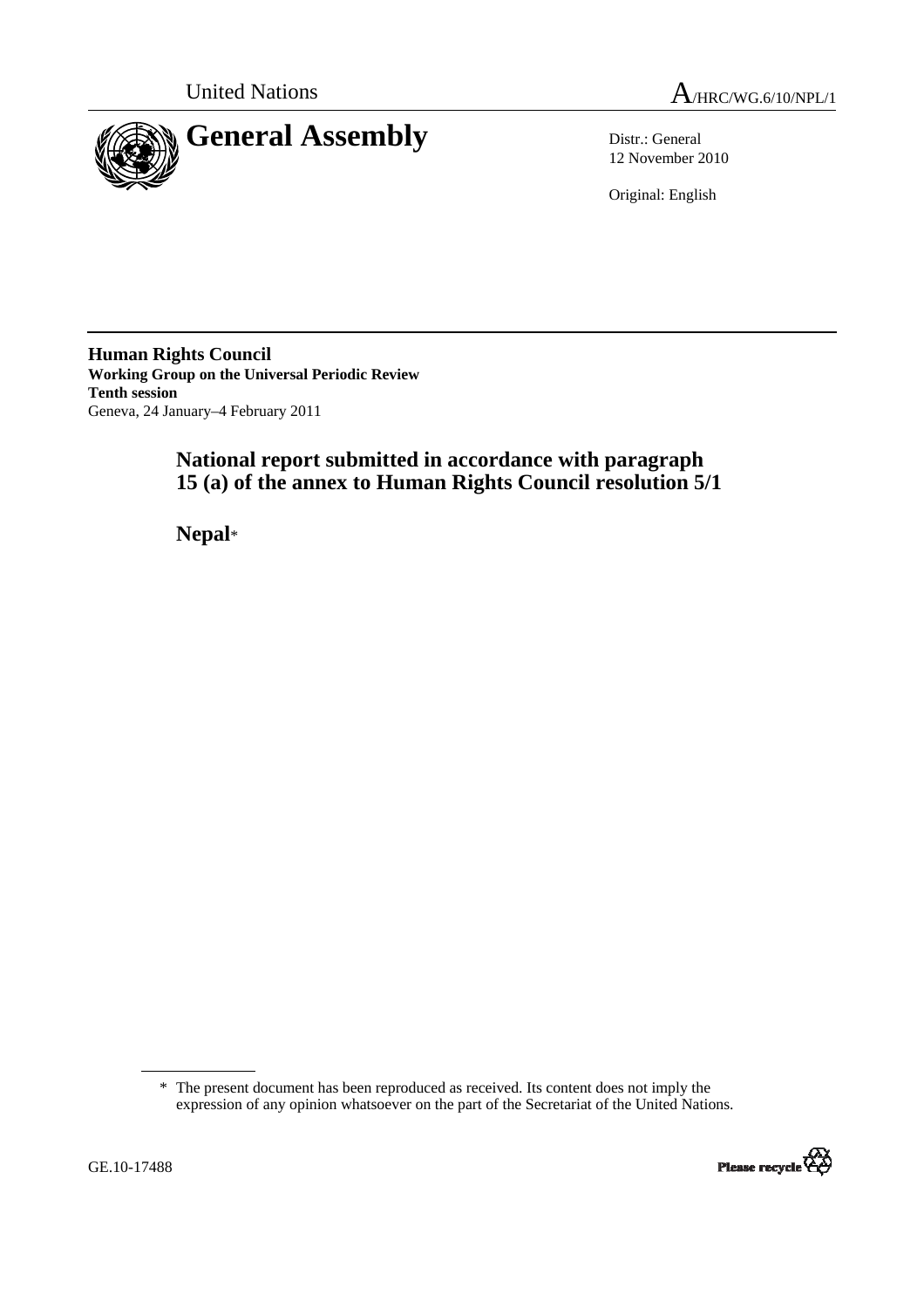United Nations

A/HRC/WG.6/10/NPL/1

# General Assembly

Distr.: General
12 November 2010

Original: English

**Human Rights Council**
**Working Group on the Universal Periodic Review**
**Tenth session**
Geneva, 24 January–4 February 2011

## National report submitted in accordance with paragraph 15 (a) of the annex to Human Rights Council resolution 5/1

## Nepal*

---

\* The present document has been reproduced as received. Its content does not imply the expression of any opinion whatsoever on the part of the Secretariat of the United Nations.

GE.10-17488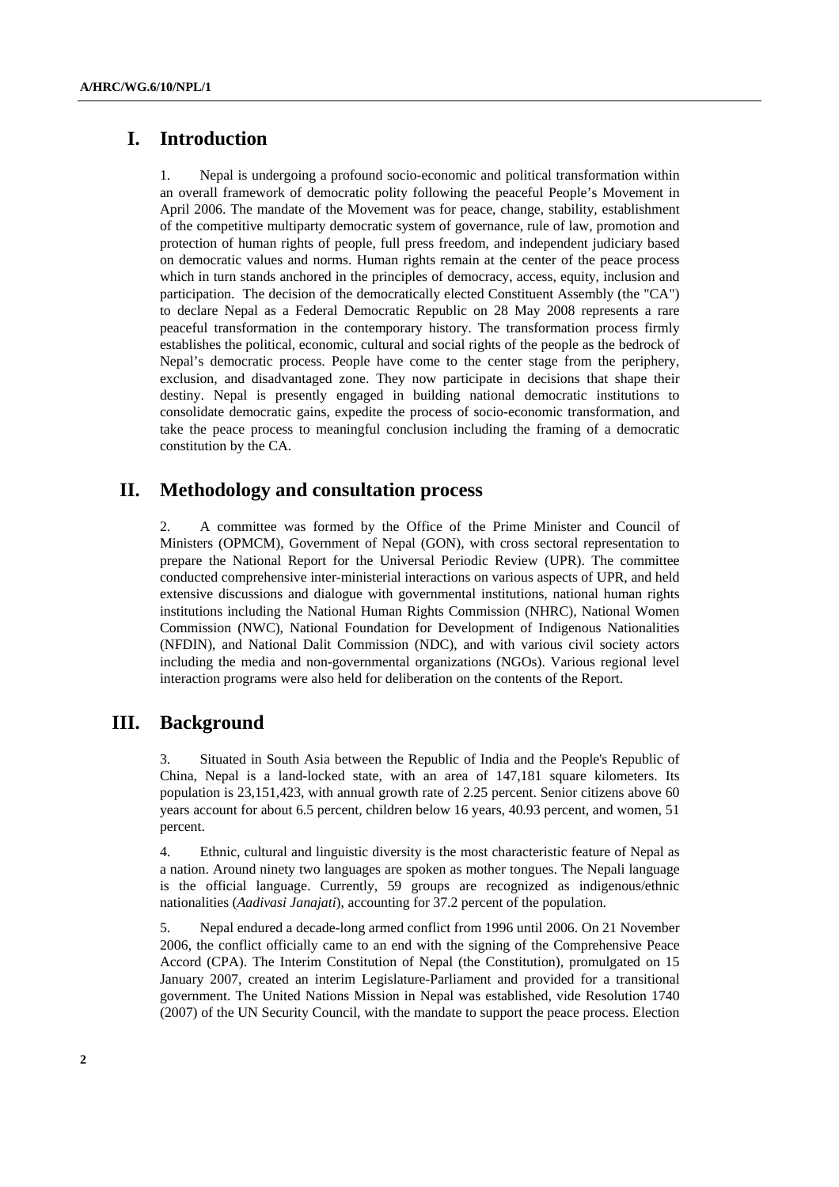## I. Introduction

1. Nepal is undergoing a profound socio-economic and political transformation within an overall framework of democratic polity following the peaceful People's Movement in April 2006. The mandate of the Movement was for peace, change, stability, establishment of the competitive multiparty democratic system of governance, rule of law, promotion and protection of human rights of people, full press freedom, and independent judiciary based on democratic values and norms. Human rights remain at the center of the peace process which in turn stands anchored in the principles of democracy, access, equity, inclusion and participation. The decision of the democratically elected Constituent Assembly (the "CA") to declare Nepal as a Federal Democratic Republic on 28 May 2008 represents a rare peaceful transformation in the contemporary history. The transformation process firmly establishes the political, economic, cultural and social rights of the people as the bedrock of Nepal's democratic process. People have come to the center stage from the periphery, exclusion, and disadvantaged zone. They now participate in decisions that shape their destiny. Nepal is presently engaged in building national democratic institutions to consolidate democratic gains, expedite the process of socio-economic transformation, and take the peace process to meaningful conclusion including the framing of a democratic constitution by the CA.

## II. Methodology and consultation process

2. A committee was formed by the Office of the Prime Minister and Council of Ministers (OPMCM), Government of Nepal (GON), with cross sectoral representation to prepare the National Report for the Universal Periodic Review (UPR). The committee conducted comprehensive inter-ministerial interactions on various aspects of UPR, and held extensive discussions and dialogue with governmental institutions, national human rights institutions including the National Human Rights Commission (NHRC), National Women Commission (NWC), National Foundation for Development of Indigenous Nationalities (NFDIN), and National Dalit Commission (NDC), and with various civil society actors including the media and non-governmental organizations (NGOs). Various regional level interaction programs were also held for deliberation on the contents of the Report.

## III. Background

3. Situated in South Asia between the Republic of India and the People's Republic of China, Nepal is a land-locked state, with an area of 147,181 square kilometers. Its population is 23,151,423, with annual growth rate of 2.25 percent. Senior citizens above 60 years account for about 6.5 percent, children below 16 years, 40.93 percent, and women, 51 percent.

4. Ethnic, cultural and linguistic diversity is the most characteristic feature of Nepal as a nation. Around ninety two languages are spoken as mother tongues. The Nepali language is the official language. Currently, 59 groups are recognized as indigenous/ethnic nationalities (*Aadivasi Janajati*), accounting for 37.2 percent of the population.

5. Nepal endured a decade-long armed conflict from 1996 until 2006. On 21 November 2006, the conflict officially came to an end with the signing of the Comprehensive Peace Accord (CPA). The Interim Constitution of Nepal (the Constitution), promulgated on 15 January 2007, created an interim Legislature-Parliament and provided for a transitional government. The United Nations Mission in Nepal was established, vide Resolution 1740 (2007) of the UN Security Council, with the mandate to support the peace process. Election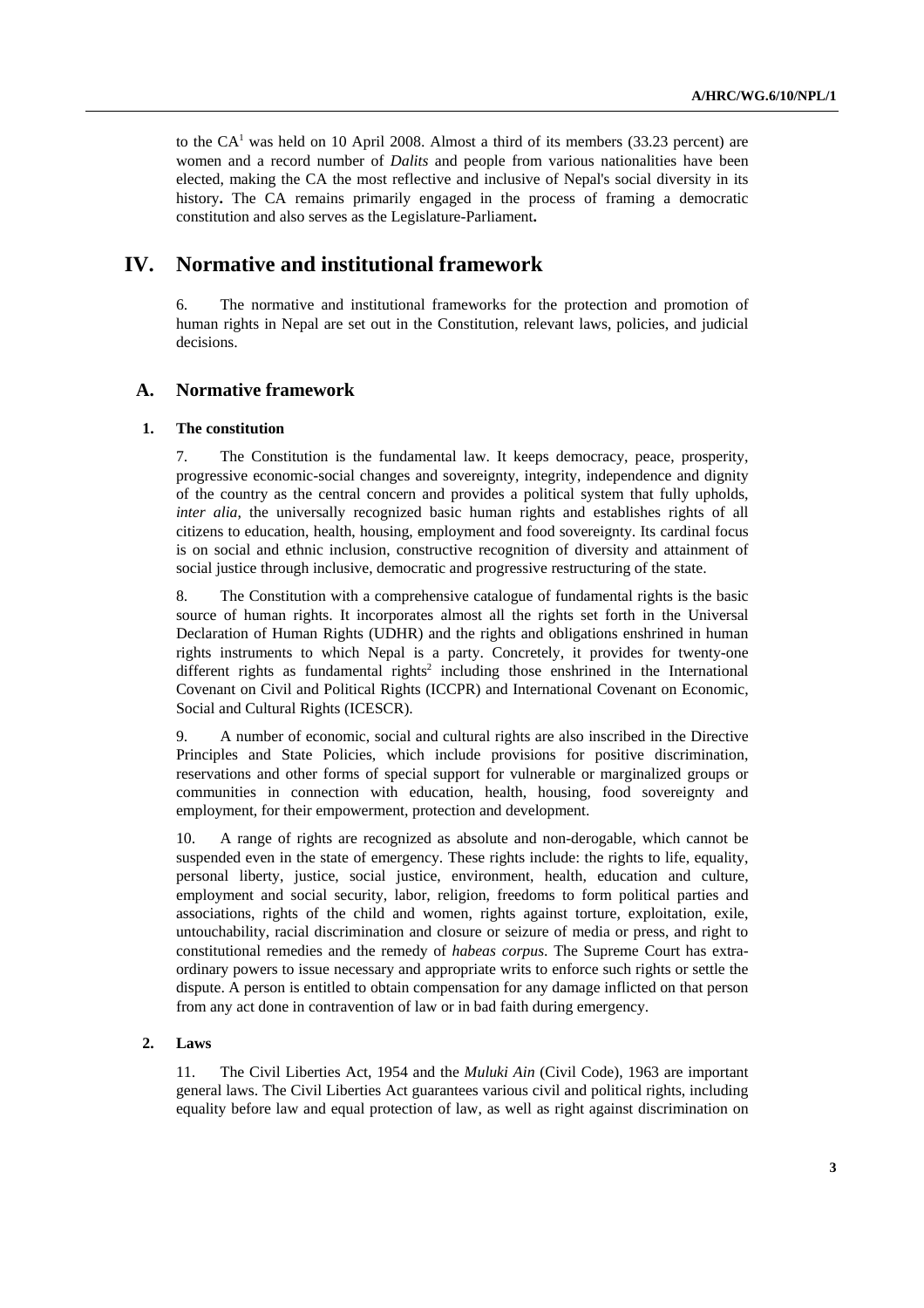to the CA[1] was held on 10 April 2008. Almost a third of its members (33.23 percent) are women and a record number of *Dalits* and people from various nationalities have been elected, making the CA the most reflective and inclusive of Nepal's social diversity in its history**.** The CA remains primarily engaged in the process of framing a democratic constitution and also serves as the Legislature-Parliament**.**

# IV. Normative and institutional framework

6. The normative and institutional frameworks for the protection and promotion of human rights in Nepal are set out in the Constitution, relevant laws, policies, and judicial decisions.

## A. Normative framework

### 1. The constitution

7. The Constitution is the fundamental law. It keeps democracy, peace, prosperity, progressive economic-social changes and sovereignty, integrity, independence and dignity of the country as the central concern and provides a political system that fully upholds, *inter alia*, the universally recognized basic human rights and establishes rights of all citizens to education, health, housing, employment and food sovereignty. Its cardinal focus is on social and ethnic inclusion, constructive recognition of diversity and attainment of social justice through inclusive, democratic and progressive restructuring of the state.

8. The Constitution with a comprehensive catalogue of fundamental rights is the basic source of human rights. It incorporates almost all the rights set forth in the Universal Declaration of Human Rights (UDHR) and the rights and obligations enshrined in human rights instruments to which Nepal is a party. Concretely, it provides for twenty-one different rights as fundamental rights[2] including those enshrined in the International Covenant on Civil and Political Rights (ICCPR) and International Covenant on Economic, Social and Cultural Rights (ICESCR).

9. A number of economic, social and cultural rights are also inscribed in the Directive Principles and State Policies, which include provisions for positive discrimination, reservations and other forms of special support for vulnerable or marginalized groups or communities in connection with education, health, housing, food sovereignty and employment, for their empowerment, protection and development.

10. A range of rights are recognized as absolute and non-derogable, which cannot be suspended even in the state of emergency. These rights include: the rights to life, equality, personal liberty, justice, social justice, environment, health, education and culture, employment and social security, labor, religion, freedoms to form political parties and associations, rights of the child and women, rights against torture, exploitation, exile, untouchability, racial discrimination and closure or seizure of media or press, and right to constitutional remedies and the remedy of *habeas corpus*. The Supreme Court has extra-ordinary powers to issue necessary and appropriate writs to enforce such rights or settle the dispute. A person is entitled to obtain compensation for any damage inflicted on that person from any act done in contravention of law or in bad faith during emergency.

### 2. Laws

11. The Civil Liberties Act, 1954 and the *Muluki Ain* (Civil Code), 1963 are important general laws. The Civil Liberties Act guarantees various civil and political rights, including equality before law and equal protection of law, as well as right against discrimination on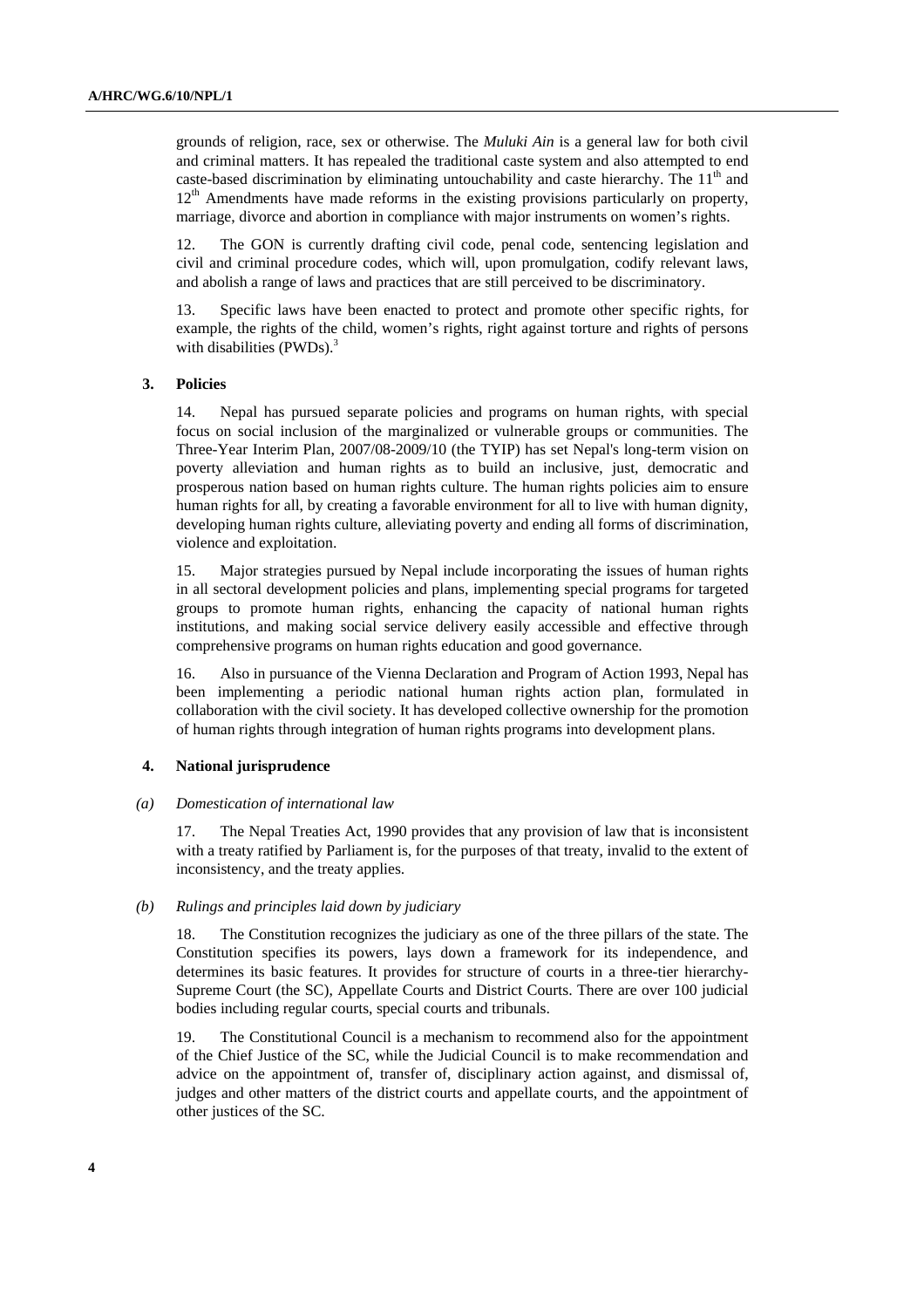grounds of religion, race, sex or otherwise. The *Muluki Ain* is a general law for both civil and criminal matters. It has repealed the traditional caste system and also attempted to end caste-based discrimination by eliminating untouchability and caste hierarchy. The 11th and 12th Amendments have made reforms in the existing provisions particularly on property, marriage, divorce and abortion in compliance with major instruments on women's rights.

12. The GON is currently drafting civil code, penal code, sentencing legislation and civil and criminal procedure codes, which will, upon promulgation, codify relevant laws, and abolish a range of laws and practices that are still perceived to be discriminatory.

13. Specific laws have been enacted to protect and promote other specific rights, for example, the rights of the child, women's rights, right against torture and rights of persons with disabilities (PWDs).[3]

### 3. Policies

14. Nepal has pursued separate policies and programs on human rights, with special focus on social inclusion of the marginalized or vulnerable groups or communities. The Three-Year Interim Plan, 2007/08-2009/10 (the TYIP) has set Nepal's long-term vision on poverty alleviation and human rights as to build an inclusive, just, democratic and prosperous nation based on human rights culture. The human rights policies aim to ensure human rights for all, by creating a favorable environment for all to live with human dignity, developing human rights culture, alleviating poverty and ending all forms of discrimination, violence and exploitation.

15. Major strategies pursued by Nepal include incorporating the issues of human rights in all sectoral development policies and plans, implementing special programs for targeted groups to promote human rights, enhancing the capacity of national human rights institutions, and making social service delivery easily accessible and effective through comprehensive programs on human rights education and good governance.

16. Also in pursuance of the Vienna Declaration and Program of Action 1993, Nepal has been implementing a periodic national human rights action plan, formulated in collaboration with the civil society. It has developed collective ownership for the promotion of human rights through integration of human rights programs into development plans.

### 4. National jurisprudence

#### *(a) Domestication of international law*

17. The Nepal Treaties Act, 1990 provides that any provision of law that is inconsistent with a treaty ratified by Parliament is, for the purposes of that treaty, invalid to the extent of inconsistency, and the treaty applies.

#### *(b) Rulings and principles laid down by judiciary*

18. The Constitution recognizes the judiciary as one of the three pillars of the state. The Constitution specifies its powers, lays down a framework for its independence, and determines its basic features. It provides for structure of courts in a three-tier hierarchy- Supreme Court (the SC), Appellate Courts and District Courts. There are over 100 judicial bodies including regular courts, special courts and tribunals.

19. The Constitutional Council is a mechanism to recommend also for the appointment of the Chief Justice of the SC, while the Judicial Council is to make recommendation and advice on the appointment of, transfer of, disciplinary action against, and dismissal of, judges and other matters of the district courts and appellate courts, and the appointment of other justices of the SC.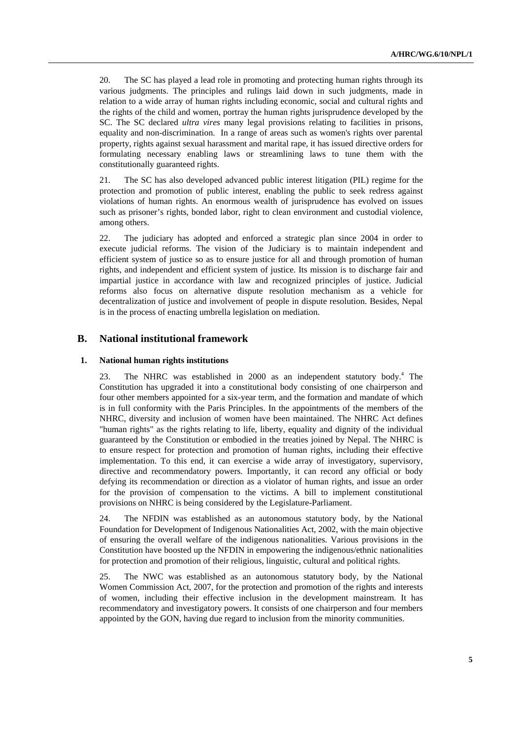20. The SC has played a lead role in promoting and protecting human rights through its various judgments. The principles and rulings laid down in such judgments, made in relation to a wide array of human rights including economic, social and cultural rights and the rights of the child and women, portray the human rights jurisprudence developed by the SC. The SC declared *ultra vires* many legal provisions relating to facilities in prisons, equality and non-discrimination. In a range of areas such as women's rights over parental property, rights against sexual harassment and marital rape, it has issued directive orders for formulating necessary enabling laws or streamlining laws to tune them with the constitutionally guaranteed rights.

21. The SC has also developed advanced public interest litigation (PIL) regime for the protection and promotion of public interest, enabling the public to seek redress against violations of human rights. An enormous wealth of jurisprudence has evolved on issues such as prisoner's rights, bonded labor, right to clean environment and custodial violence, among others.

22. The judiciary has adopted and enforced a strategic plan since 2004 in order to execute judicial reforms. The vision of the Judiciary is to maintain independent and efficient system of justice so as to ensure justice for all and through promotion of human rights, and independent and efficient system of justice. Its mission is to discharge fair and impartial justice in accordance with law and recognized principles of justice. Judicial reforms also focus on alternative dispute resolution mechanism as a vehicle for decentralization of justice and involvement of people in dispute resolution. Besides, Nepal is in the process of enacting umbrella legislation on mediation.

## B. National institutional framework

### 1. National human rights institutions

23. The NHRC was established in 2000 as an independent statutory body.[4] The Constitution has upgraded it into a constitutional body consisting of one chairperson and four other members appointed for a six-year term, and the formation and mandate of which is in full conformity with the Paris Principles. In the appointments of the members of the NHRC, diversity and inclusion of women have been maintained. The NHRC Act defines "human rights" as the rights relating to life, liberty, equality and dignity of the individual guaranteed by the Constitution or embodied in the treaties joined by Nepal. The NHRC is to ensure respect for protection and promotion of human rights, including their effective implementation. To this end, it can exercise a wide array of investigatory, supervisory, directive and recommendatory powers. Importantly, it can record any official or body defying its recommendation or direction as a violator of human rights, and issue an order for the provision of compensation to the victims. A bill to implement constitutional provisions on NHRC is being considered by the Legislature-Parliament.

24. The NFDIN was established as an autonomous statutory body, by the National Foundation for Development of Indigenous Nationalities Act, 2002, with the main objective of ensuring the overall welfare of the indigenous nationalities. Various provisions in the Constitution have boosted up the NFDIN in empowering the indigenous/ethnic nationalities for protection and promotion of their religious, linguistic, cultural and political rights.

25. The NWC was established as an autonomous statutory body, by the National Women Commission Act, 2007, for the protection and promotion of the rights and interests of women, including their effective inclusion in the development mainstream. It has recommendatory and investigatory powers. It consists of one chairperson and four members appointed by the GON, having due regard to inclusion from the minority communities.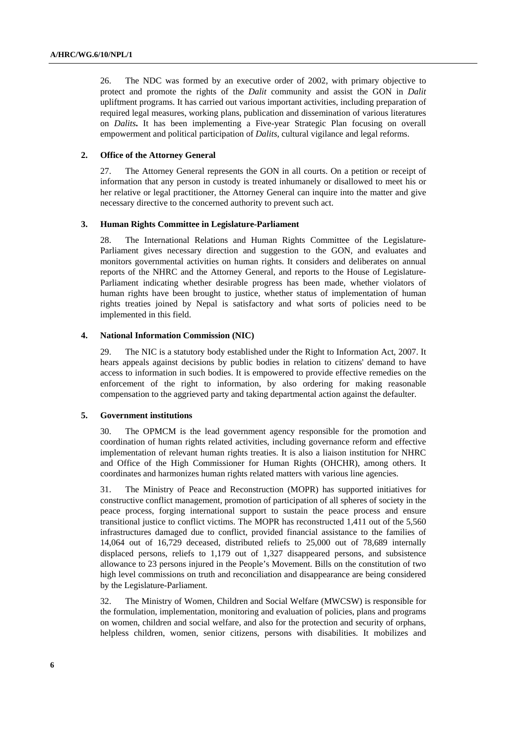26. The NDC was formed by an executive order of 2002, with primary objective to protect and promote the rights of the *Dalit* community and assist the GON in *Dalit* upliftment programs. It has carried out various important activities, including preparation of required legal measures, working plans, publication and dissemination of various literatures on ***Dalits*.** It has been implementing a Five-year Strategic Plan focusing on overall empowerment and political participation of *Dalits*, cultural vigilance and legal reforms.

### 2. Office of the Attorney General

27. The Attorney General represents the GON in all courts. On a petition or receipt of information that any person in custody is treated inhumanely or disallowed to meet his or her relative or legal practitioner, the Attorney General can inquire into the matter and give necessary directive to the concerned authority to prevent such act.

### 3. Human Rights Committee in Legislature-Parliament

28. The International Relations and Human Rights Committee of the Legislature-Parliament gives necessary direction and suggestion to the GON, and evaluates and monitors governmental activities on human rights. It considers and deliberates on annual reports of the NHRC and the Attorney General, and reports to the House of Legislature-Parliament indicating whether desirable progress has been made, whether violators of human rights have been brought to justice, whether status of implementation of human rights treaties joined by Nepal is satisfactory and what sorts of policies need to be implemented in this field.

### 4. National Information Commission (NIC)

29. The NIC is a statutory body established under the Right to Information Act, 2007. It hears appeals against decisions by public bodies in relation to citizens' demand to have access to information in such bodies. It is empowered to provide effective remedies on the enforcement of the right to information, by also ordering for making reasonable compensation to the aggrieved party and taking departmental action against the defaulter.

### 5. Government institutions

30. The OPMCM is the lead government agency responsible for the promotion and coordination of human rights related activities, including governance reform and effective implementation of relevant human rights treaties. It is also a liaison institution for NHRC and Office of the High Commissioner for Human Rights (OHCHR), among others. It coordinates and harmonizes human rights related matters with various line agencies.

31. The Ministry of Peace and Reconstruction (MOPR) has supported initiatives for constructive conflict management, promotion of participation of all spheres of society in the peace process, forging international support to sustain the peace process and ensure transitional justice to conflict victims. The MOPR has reconstructed 1,411 out of the 5,560 infrastructures damaged due to conflict, provided financial assistance to the families of 14,064 out of 16,729 deceased, distributed reliefs to 25,000 out of 78,689 internally displaced persons, reliefs to 1,179 out of 1,327 disappeared persons, and subsistence allowance to 23 persons injured in the People's Movement. Bills on the constitution of two high level commissions on truth and reconciliation and disappearance are being considered by the Legislature-Parliament.

32. The Ministry of Women, Children and Social Welfare (MWCSW) is responsible for the formulation, implementation, monitoring and evaluation of policies, plans and programs on women, children and social welfare, and also for the protection and security of orphans, helpless children, women, senior citizens, persons with disabilities. It mobilizes and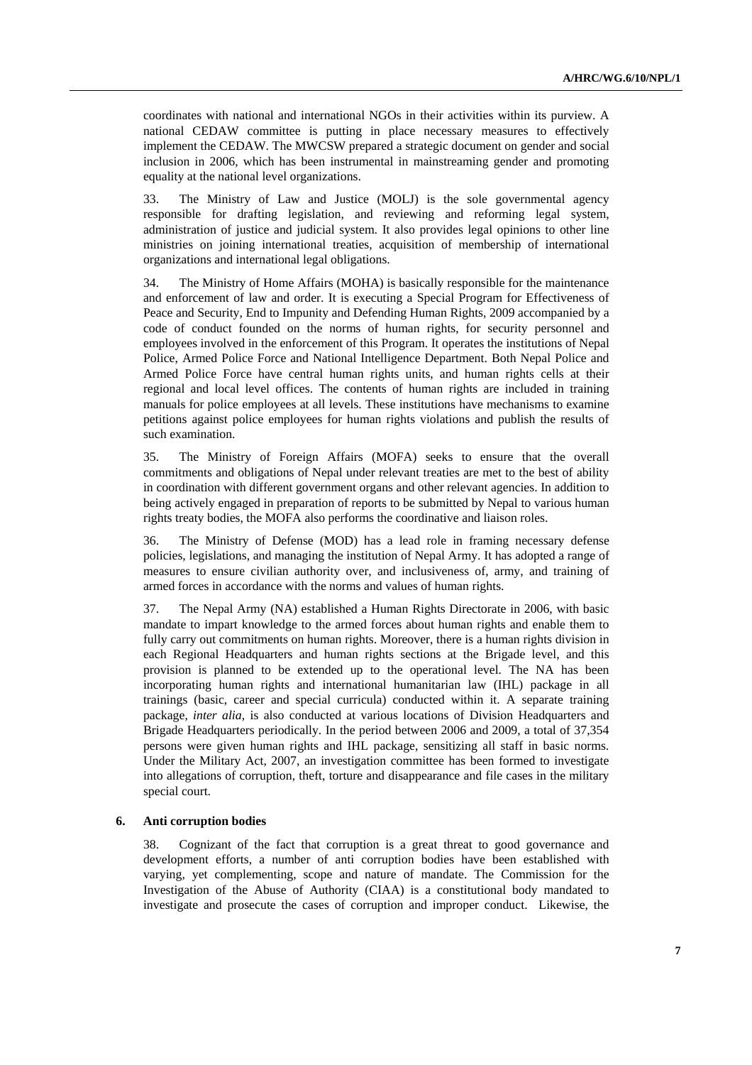coordinates with national and international NGOs in their activities within its purview. A national CEDAW committee is putting in place necessary measures to effectively implement the CEDAW. The MWCSW prepared a strategic document on gender and social inclusion in 2006, which has been instrumental in mainstreaming gender and promoting equality at the national level organizations.

33. The Ministry of Law and Justice (MOLJ) is the sole governmental agency responsible for drafting legislation, and reviewing and reforming legal system, administration of justice and judicial system. It also provides legal opinions to other line ministries on joining international treaties, acquisition of membership of international organizations and international legal obligations.

34. The Ministry of Home Affairs (MOHA) is basically responsible for the maintenance and enforcement of law and order. It is executing a Special Program for Effectiveness of Peace and Security, End to Impunity and Defending Human Rights, 2009 accompanied by a code of conduct founded on the norms of human rights, for security personnel and employees involved in the enforcement of this Program. It operates the institutions of Nepal Police, Armed Police Force and National Intelligence Department. Both Nepal Police and Armed Police Force have central human rights units, and human rights cells at their regional and local level offices. The contents of human rights are included in training manuals for police employees at all levels. These institutions have mechanisms to examine petitions against police employees for human rights violations and publish the results of such examination.

35. The Ministry of Foreign Affairs (MOFA) seeks to ensure that the overall commitments and obligations of Nepal under relevant treaties are met to the best of ability in coordination with different government organs and other relevant agencies. In addition to being actively engaged in preparation of reports to be submitted by Nepal to various human rights treaty bodies, the MOFA also performs the coordinative and liaison roles.

36. The Ministry of Defense (MOD) has a lead role in framing necessary defense policies, legislations, and managing the institution of Nepal Army. It has adopted a range of measures to ensure civilian authority over, and inclusiveness of, army, and training of armed forces in accordance with the norms and values of human rights.

37. The Nepal Army (NA) established a Human Rights Directorate in 2006, with basic mandate to impart knowledge to the armed forces about human rights and enable them to fully carry out commitments on human rights. Moreover, there is a human rights division in each Regional Headquarters and human rights sections at the Brigade level, and this provision is planned to be extended up to the operational level. The NA has been incorporating human rights and international humanitarian law (IHL) package in all trainings (basic, career and special curricula) conducted within it. A separate training package, *inter alia*, is also conducted at various locations of Division Headquarters and Brigade Headquarters periodically. In the period between 2006 and 2009, a total of 37,354 persons were given human rights and IHL package, sensitizing all staff in basic norms. Under the Military Act, 2007, an investigation committee has been formed to investigate into allegations of corruption, theft, torture and disappearance and file cases in the military special court.

### 6. Anti corruption bodies

38. Cognizant of the fact that corruption is a great threat to good governance and development efforts, a number of anti corruption bodies have been established with varying, yet complementing, scope and nature of mandate. The Commission for the Investigation of the Abuse of Authority (CIAA) is a constitutional body mandated to investigate and prosecute the cases of corruption and improper conduct. Likewise, the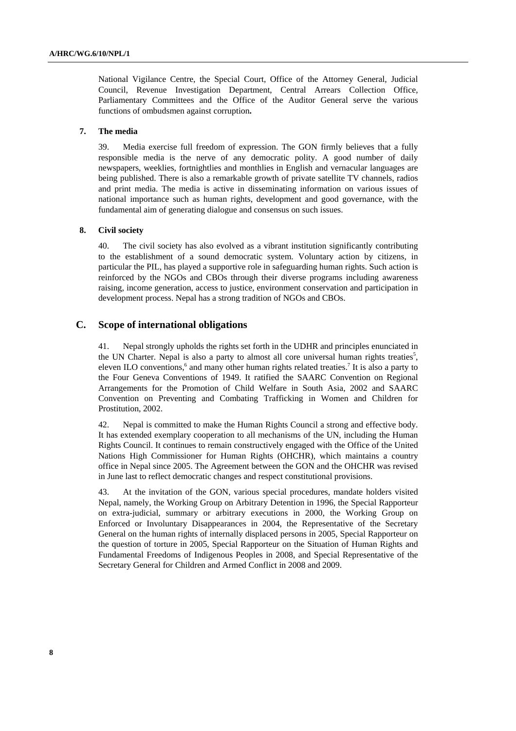National Vigilance Centre, the Special Court, Office of the Attorney General, Judicial Council, Revenue Investigation Department, Central Arrears Collection Office, Parliamentary Committees and the Office of the Auditor General serve the various functions of ombudsmen against corruption**.**

### 7. The media

39. Media exercise full freedom of expression. The GON firmly believes that a fully responsible media is the nerve of any democratic polity. A good number of daily newspapers, weeklies, fortnightlies and monthlies in English and vernacular languages are being published. There is also a remarkable growth of private satellite TV channels, radios and print media. The media is active in disseminating information on various issues of national importance such as human rights, development and good governance, with the fundamental aim of generating dialogue and consensus on such issues.

### 8. Civil society

40. The civil society has also evolved as a vibrant institution significantly contributing to the establishment of a sound democratic system. Voluntary action by citizens, in particular the PIL, has played a supportive role in safeguarding human rights. Such action is reinforced by the NGOs and CBOs through their diverse programs including awareness raising, income generation, access to justice, environment conservation and participation in development process. Nepal has a strong tradition of NGOs and CBOs.

## C. Scope of international obligations

41. Nepal strongly upholds the rights set forth in the UDHR and principles enunciated in the UN Charter. Nepal is also a party to almost all core universal human rights treaties[5], eleven ILO conventions,[6] and many other human rights related treaties.[7] It is also a party to the Four Geneva Conventions of 1949. It ratified the SAARC Convention on Regional Arrangements for the Promotion of Child Welfare in South Asia, 2002 and SAARC Convention on Preventing and Combating Trafficking in Women and Children for Prostitution, 2002.

42. Nepal is committed to make the Human Rights Council a strong and effective body. It has extended exemplary cooperation to all mechanisms of the UN, including the Human Rights Council. It continues to remain constructively engaged with the Office of the United Nations High Commissioner for Human Rights (OHCHR), which maintains a country office in Nepal since 2005. The Agreement between the GON and the OHCHR was revised in June last to reflect democratic changes and respect constitutional provisions.

43. At the invitation of the GON, various special procedures, mandate holders visited Nepal, namely, the Working Group on Arbitrary Detention in 1996, the Special Rapporteur on extra-judicial, summary or arbitrary executions in 2000, the Working Group on Enforced or Involuntary Disappearances in 2004, the Representative of the Secretary General on the human rights of internally displaced persons in 2005, Special Rapporteur on the question of torture in 2005, Special Rapporteur on the Situation of Human Rights and Fundamental Freedoms of Indigenous Peoples in 2008, and Special Representative of the Secretary General for Children and Armed Conflict in 2008 and 2009.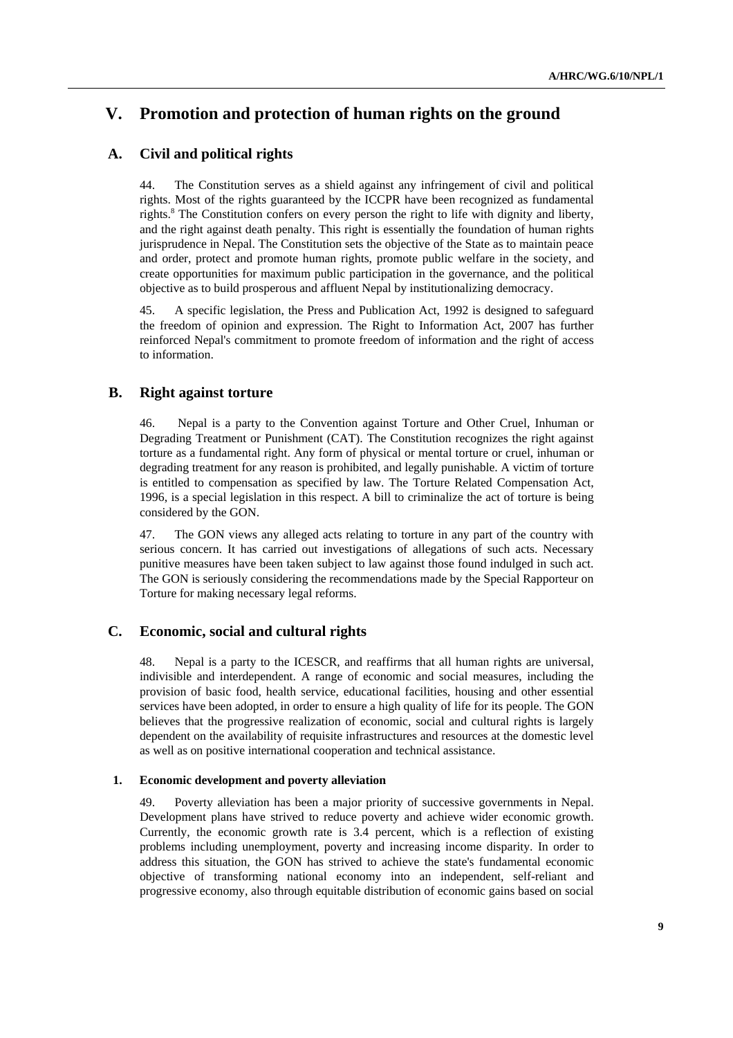# V. Promotion and protection of human rights on the ground

## A. Civil and political rights

44. The Constitution serves as a shield against any infringement of civil and political rights. Most of the rights guaranteed by the ICCPR have been recognized as fundamental rights.[8] The Constitution confers on every person the right to life with dignity and liberty, and the right against death penalty. This right is essentially the foundation of human rights jurisprudence in Nepal. The Constitution sets the objective of the State as to maintain peace and order, protect and promote human rights, promote public welfare in the society, and create opportunities for maximum public participation in the governance, and the political objective as to build prosperous and affluent Nepal by institutionalizing democracy.

45. A specific legislation, the Press and Publication Act, 1992 is designed to safeguard the freedom of opinion and expression. The Right to Information Act, 2007 has further reinforced Nepal's commitment to promote freedom of information and the right of access to information.

## B. Right against torture

46. Nepal is a party to the Convention against Torture and Other Cruel, Inhuman or Degrading Treatment or Punishment (CAT). The Constitution recognizes the right against torture as a fundamental right. Any form of physical or mental torture or cruel, inhuman or degrading treatment for any reason is prohibited, and legally punishable. A victim of torture is entitled to compensation as specified by law. The Torture Related Compensation Act, 1996, is a special legislation in this respect. A bill to criminalize the act of torture is being considered by the GON.

47. The GON views any alleged acts relating to torture in any part of the country with serious concern. It has carried out investigations of allegations of such acts. Necessary punitive measures have been taken subject to law against those found indulged in such act. The GON is seriously considering the recommendations made by the Special Rapporteur on Torture for making necessary legal reforms.

## C. Economic, social and cultural rights

48. Nepal is a party to the ICESCR, and reaffirms that all human rights are universal, indivisible and interdependent. A range of economic and social measures, including the provision of basic food, health service, educational facilities, housing and other essential services have been adopted, in order to ensure a high quality of life for its people. The GON believes that the progressive realization of economic, social and cultural rights is largely dependent on the availability of requisite infrastructures and resources at the domestic level as well as on positive international cooperation and technical assistance.

### 1. Economic development and poverty alleviation

49. Poverty alleviation has been a major priority of successive governments in Nepal. Development plans have strived to reduce poverty and achieve wider economic growth. Currently, the economic growth rate is 3.4 percent, which is a reflection of existing problems including unemployment, poverty and increasing income disparity. In order to address this situation, the GON has strived to achieve the state's fundamental economic objective of transforming national economy into an independent, self-reliant and progressive economy, also through equitable distribution of economic gains based on social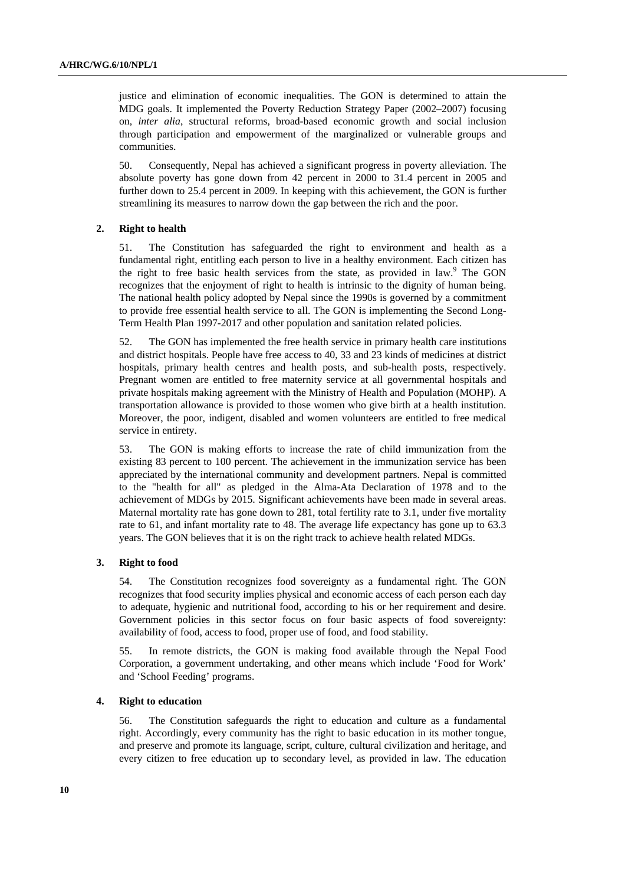justice and elimination of economic inequalities. The GON is determined to attain the MDG goals. It implemented the Poverty Reduction Strategy Paper (2002–2007) focusing on, *inter alia*, structural reforms, broad-based economic growth and social inclusion through participation and empowerment of the marginalized or vulnerable groups and communities.

50. Consequently, Nepal has achieved a significant progress in poverty alleviation. The absolute poverty has gone down from 42 percent in 2000 to 31.4 percent in 2005 and further down to 25.4 percent in 2009. In keeping with this achievement, the GON is further streamlining its measures to narrow down the gap between the rich and the poor.

### 2. Right to health

51. The Constitution has safeguarded the right to environment and health as a fundamental right, entitling each person to live in a healthy environment. Each citizen has the right to free basic health services from the state, as provided in law.[9] The GON recognizes that the enjoyment of right to health is intrinsic to the dignity of human being. The national health policy adopted by Nepal since the 1990s is governed by a commitment to provide free essential health service to all. The GON is implementing the Second Long-Term Health Plan 1997-2017 and other population and sanitation related policies.

52. The GON has implemented the free health service in primary health care institutions and district hospitals. People have free access to 40, 33 and 23 kinds of medicines at district hospitals, primary health centres and health posts, and sub-health posts, respectively. Pregnant women are entitled to free maternity service at all governmental hospitals and private hospitals making agreement with the Ministry of Health and Population (MOHP). A transportation allowance is provided to those women who give birth at a health institution. Moreover, the poor, indigent, disabled and women volunteers are entitled to free medical service in entirety.

53. The GON is making efforts to increase the rate of child immunization from the existing 83 percent to 100 percent. The achievement in the immunization service has been appreciated by the international community and development partners. Nepal is committed to the "health for all" as pledged in the Alma-Ata Declaration of 1978 and to the achievement of MDGs by 2015. Significant achievements have been made in several areas. Maternal mortality rate has gone down to 281, total fertility rate to 3.1, under five mortality rate to 61, and infant mortality rate to 48. The average life expectancy has gone up to 63.3 years. The GON believes that it is on the right track to achieve health related MDGs.

### 3. Right to food

54. The Constitution recognizes food sovereignty as a fundamental right. The GON recognizes that food security implies physical and economic access of each person each day to adequate, hygienic and nutritional food, according to his or her requirement and desire. Government policies in this sector focus on four basic aspects of food sovereignty: availability of food, access to food, proper use of food, and food stability.

55. In remote districts, the GON is making food available through the Nepal Food Corporation, a government undertaking, and other means which include 'Food for Work' and 'School Feeding' programs.

### 4. Right to education

56. The Constitution safeguards the right to education and culture as a fundamental right. Accordingly, every community has the right to basic education in its mother tongue, and preserve and promote its language, script, culture, cultural civilization and heritage, and every citizen to free education up to secondary level, as provided in law. The education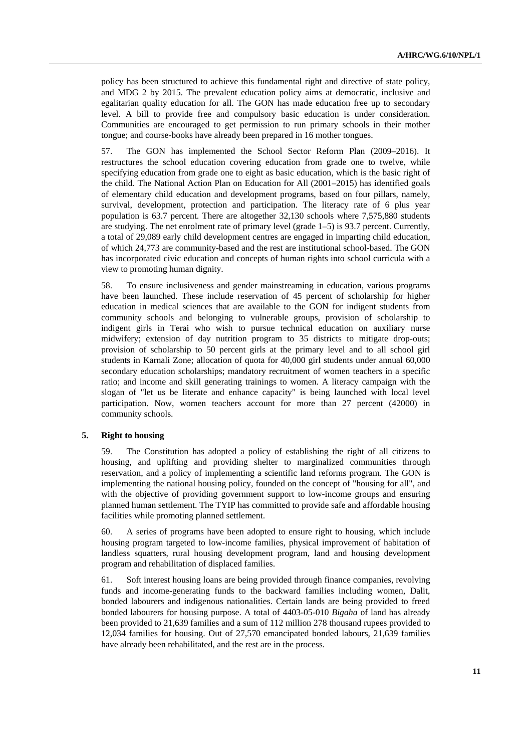policy has been structured to achieve this fundamental right and directive of state policy, and MDG 2 by 2015. The prevalent education policy aims at democratic, inclusive and egalitarian quality education for all. The GON has made education free up to secondary level. A bill to provide free and compulsory basic education is under consideration. Communities are encouraged to get permission to run primary schools in their mother tongue; and course-books have already been prepared in 16 mother tongues.

57. The GON has implemented the School Sector Reform Plan (2009–2016). It restructures the school education covering education from grade one to twelve, while specifying education from grade one to eight as basic education, which is the basic right of the child. The National Action Plan on Education for All (2001–2015) has identified goals of elementary child education and development programs, based on four pillars, namely, survival, development, protection and participation. The literacy rate of 6 plus year population is 63.7 percent. There are altogether 32,130 schools where 7,575,880 students are studying. The net enrolment rate of primary level (grade 1–5) is 93.7 percent. Currently, a total of 29,089 early child development centres are engaged in imparting child education, of which 24,773 are community-based and the rest are institutional school-based. The GON has incorporated civic education and concepts of human rights into school curricula with a view to promoting human dignity.

58. To ensure inclusiveness and gender mainstreaming in education, various programs have been launched. These include reservation of 45 percent of scholarship for higher education in medical sciences that are available to the GON for indigent students from community schools and belonging to vulnerable groups, provision of scholarship to indigent girls in Terai who wish to pursue technical education on auxiliary nurse midwifery; extension of day nutrition program to 35 districts to mitigate drop-outs; provision of scholarship to 50 percent girls at the primary level and to all school girl students in Karnali Zone; allocation of quota for 40,000 girl students under annual 60,000 secondary education scholarships; mandatory recruitment of women teachers in a specific ratio; and income and skill generating trainings to women. A literacy campaign with the slogan of "let us be literate and enhance capacity" is being launched with local level participation. Now, women teachers account for more than 27 percent (42000) in community schools.

### 5. Right to housing

59. The Constitution has adopted a policy of establishing the right of all citizens to housing, and uplifting and providing shelter to marginalized communities through reservation, and a policy of implementing a scientific land reforms program. The GON is implementing the national housing policy, founded on the concept of "housing for all", and with the objective of providing government support to low-income groups and ensuring planned human settlement. The TYIP has committed to provide safe and affordable housing facilities while promoting planned settlement.

60. A series of programs have been adopted to ensure right to housing, which include housing program targeted to low-income families, physical improvement of habitation of landless squatters, rural housing development program, land and housing development program and rehabilitation of displaced families.

61. Soft interest housing loans are being provided through finance companies, revolving funds and income-generating funds to the backward families including women, Dalit, bonded labourers and indigenous nationalities. Certain lands are being provided to freed bonded labourers for housing purpose. A total of 4403-05-010 *Bigaha* of land has already been provided to 21,639 families and a sum of 112 million 278 thousand rupees provided to 12,034 families for housing. Out of 27,570 emancipated bonded labours, 21,639 families have already been rehabilitated, and the rest are in the process.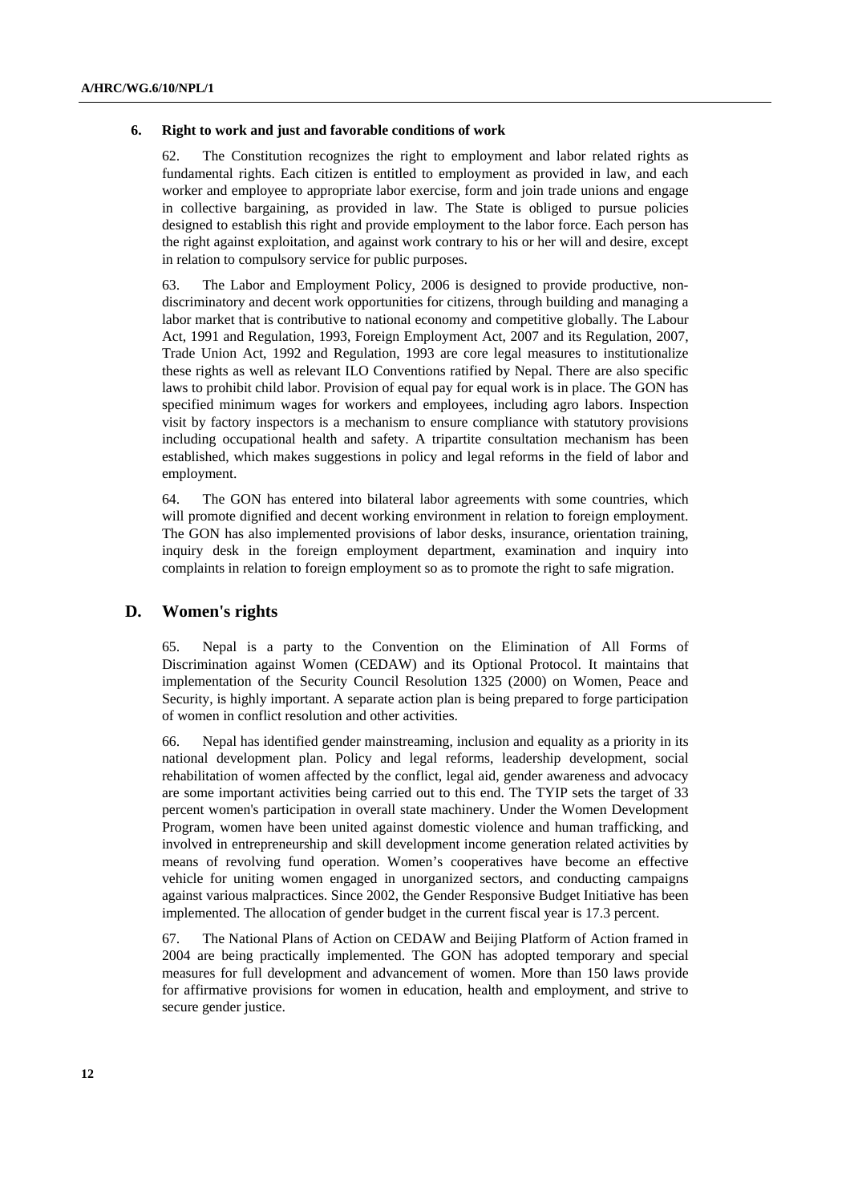### 6. Right to work and just and favorable conditions of work

62. The Constitution recognizes the right to employment and labor related rights as fundamental rights. Each citizen is entitled to employment as provided in law, and each worker and employee to appropriate labor exercise, form and join trade unions and engage in collective bargaining, as provided in law. The State is obliged to pursue policies designed to establish this right and provide employment to the labor force. Each person has the right against exploitation, and against work contrary to his or her will and desire, except in relation to compulsory service for public purposes.

63. The Labor and Employment Policy, 2006 is designed to provide productive, non-discriminatory and decent work opportunities for citizens, through building and managing a labor market that is contributive to national economy and competitive globally. The Labour Act, 1991 and Regulation, 1993, Foreign Employment Act, 2007 and its Regulation, 2007, Trade Union Act, 1992 and Regulation, 1993 are core legal measures to institutionalize these rights as well as relevant ILO Conventions ratified by Nepal. There are also specific laws to prohibit child labor. Provision of equal pay for equal work is in place. The GON has specified minimum wages for workers and employees, including agro labors. Inspection visit by factory inspectors is a mechanism to ensure compliance with statutory provisions including occupational health and safety. A tripartite consultation mechanism has been established, which makes suggestions in policy and legal reforms in the field of labor and employment.

64. The GON has entered into bilateral labor agreements with some countries, which will promote dignified and decent working environment in relation to foreign employment. The GON has also implemented provisions of labor desks, insurance, orientation training, inquiry desk in the foreign employment department, examination and inquiry into complaints in relation to foreign employment so as to promote the right to safe migration.

## D. Women's rights

65. Nepal is a party to the Convention on the Elimination of All Forms of Discrimination against Women (CEDAW) and its Optional Protocol. It maintains that implementation of the Security Council Resolution 1325 (2000) on Women, Peace and Security, is highly important. A separate action plan is being prepared to forge participation of women in conflict resolution and other activities.

66. Nepal has identified gender mainstreaming, inclusion and equality as a priority in its national development plan. Policy and legal reforms, leadership development, social rehabilitation of women affected by the conflict, legal aid, gender awareness and advocacy are some important activities being carried out to this end. The TYIP sets the target of 33 percent women's participation in overall state machinery. Under the Women Development Program, women have been united against domestic violence and human trafficking, and involved in entrepreneurship and skill development income generation related activities by means of revolving fund operation. Women's cooperatives have become an effective vehicle for uniting women engaged in unorganized sectors, and conducting campaigns against various malpractices. Since 2002, the Gender Responsive Budget Initiative has been implemented. The allocation of gender budget in the current fiscal year is 17.3 percent.

67. The National Plans of Action on CEDAW and Beijing Platform of Action framed in 2004 are being practically implemented. The GON has adopted temporary and special measures for full development and advancement of women. More than 150 laws provide for affirmative provisions for women in education, health and employment, and strive to secure gender justice.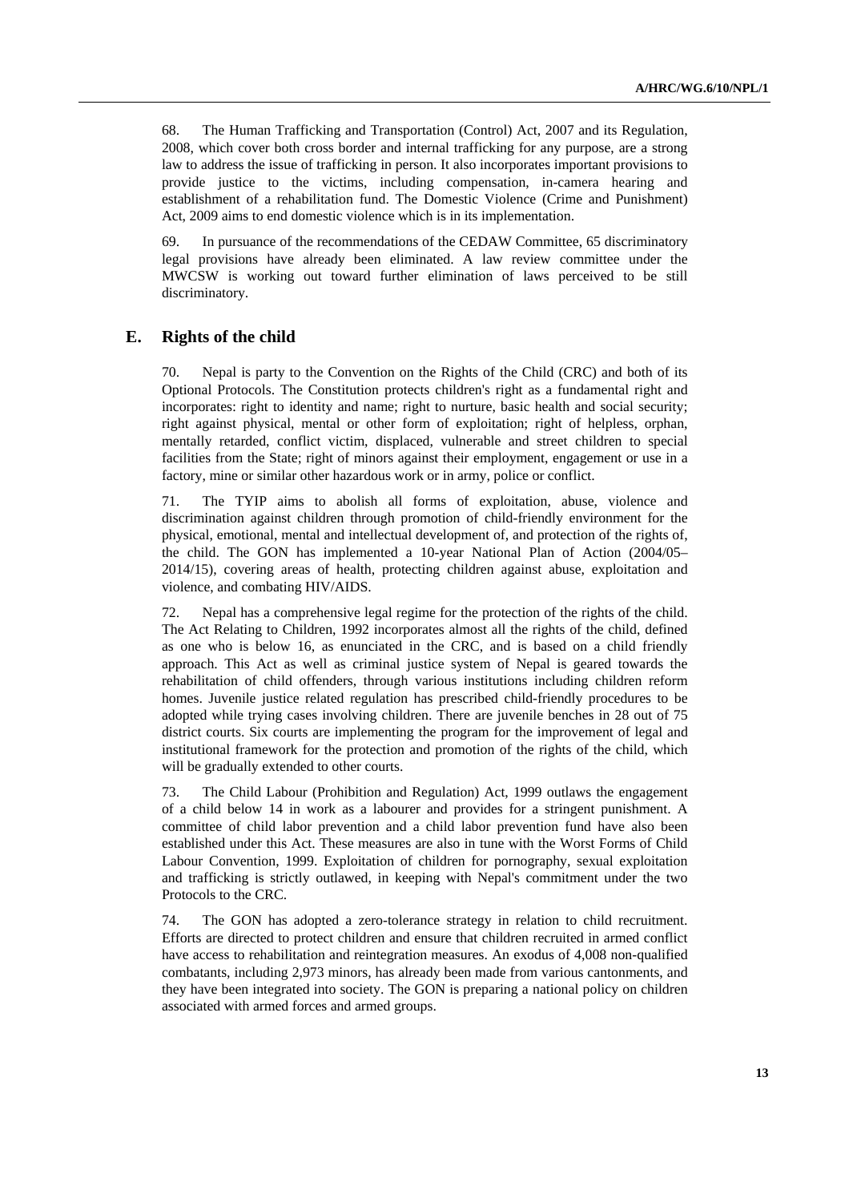68. The Human Trafficking and Transportation (Control) Act, 2007 and its Regulation, 2008, which cover both cross border and internal trafficking for any purpose, are a strong law to address the issue of trafficking in person. It also incorporates important provisions to provide justice to the victims, including compensation, in-camera hearing and establishment of a rehabilitation fund. The Domestic Violence (Crime and Punishment) Act, 2009 aims to end domestic violence which is in its implementation.

69. In pursuance of the recommendations of the CEDAW Committee, 65 discriminatory legal provisions have already been eliminated. A law review committee under the MWCSW is working out toward further elimination of laws perceived to be still discriminatory.

## E. Rights of the child

70. Nepal is party to the Convention on the Rights of the Child (CRC) and both of its Optional Protocols. The Constitution protects children's right as a fundamental right and incorporates: right to identity and name; right to nurture, basic health and social security; right against physical, mental or other form of exploitation; right of helpless, orphan, mentally retarded, conflict victim, displaced, vulnerable and street children to special facilities from the State; right of minors against their employment, engagement or use in a factory, mine or similar other hazardous work or in army, police or conflict.

71. The TYIP aims to abolish all forms of exploitation, abuse, violence and discrimination against children through promotion of child-friendly environment for the physical, emotional, mental and intellectual development of, and protection of the rights of, the child. The GON has implemented a 10-year National Plan of Action (2004/05–2014/15), covering areas of health, protecting children against abuse, exploitation and violence, and combating HIV/AIDS.

72. Nepal has a comprehensive legal regime for the protection of the rights of the child. The Act Relating to Children, 1992 incorporates almost all the rights of the child, defined as one who is below 16, as enunciated in the CRC, and is based on a child friendly approach. This Act as well as criminal justice system of Nepal is geared towards the rehabilitation of child offenders, through various institutions including children reform homes. Juvenile justice related regulation has prescribed child-friendly procedures to be adopted while trying cases involving children. There are juvenile benches in 28 out of 75 district courts. Six courts are implementing the program for the improvement of legal and institutional framework for the protection and promotion of the rights of the child, which will be gradually extended to other courts.

73. The Child Labour (Prohibition and Regulation) Act, 1999 outlaws the engagement of a child below 14 in work as a labourer and provides for a stringent punishment. A committee of child labor prevention and a child labor prevention fund have also been established under this Act. These measures are also in tune with the Worst Forms of Child Labour Convention, 1999. Exploitation of children for pornography, sexual exploitation and trafficking is strictly outlawed, in keeping with Nepal's commitment under the two Protocols to the CRC.

74. The GON has adopted a zero-tolerance strategy in relation to child recruitment. Efforts are directed to protect children and ensure that children recruited in armed conflict have access to rehabilitation and reintegration measures. An exodus of 4,008 non-qualified combatants, including 2,973 minors, has already been made from various cantonments, and they have been integrated into society. The GON is preparing a national policy on children associated with armed forces and armed groups.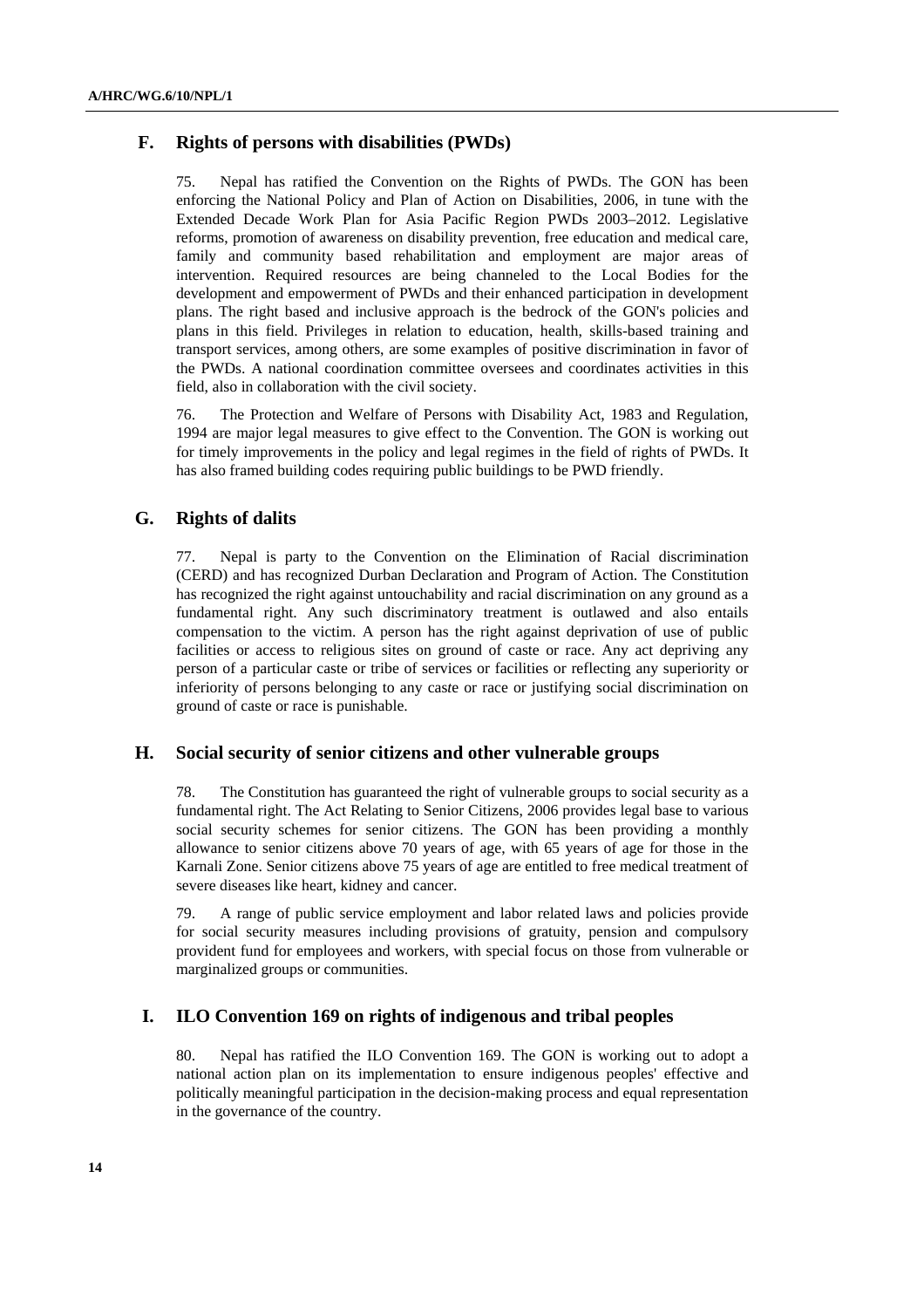## F. Rights of persons with disabilities (PWDs)

75. Nepal has ratified the Convention on the Rights of PWDs. The GON has been enforcing the National Policy and Plan of Action on Disabilities, 2006, in tune with the Extended Decade Work Plan for Asia Pacific Region PWDs 2003–2012. Legislative reforms, promotion of awareness on disability prevention, free education and medical care, family and community based rehabilitation and employment are major areas of intervention. Required resources are being channeled to the Local Bodies for the development and empowerment of PWDs and their enhanced participation in development plans. The right based and inclusive approach is the bedrock of the GON's policies and plans in this field. Privileges in relation to education, health, skills-based training and transport services, among others, are some examples of positive discrimination in favor of the PWDs. A national coordination committee oversees and coordinates activities in this field, also in collaboration with the civil society.

76. The Protection and Welfare of Persons with Disability Act, 1983 and Regulation, 1994 are major legal measures to give effect to the Convention. The GON is working out for timely improvements in the policy and legal regimes in the field of rights of PWDs. It has also framed building codes requiring public buildings to be PWD friendly.

## G. Rights of dalits

77. Nepal is party to the Convention on the Elimination of Racial discrimination (CERD) and has recognized Durban Declaration and Program of Action. The Constitution has recognized the right against untouchability and racial discrimination on any ground as a fundamental right. Any such discriminatory treatment is outlawed and also entails compensation to the victim. A person has the right against deprivation of use of public facilities or access to religious sites on ground of caste or race. Any act depriving any person of a particular caste or tribe of services or facilities or reflecting any superiority or inferiority of persons belonging to any caste or race or justifying social discrimination on ground of caste or race is punishable.

## H. Social security of senior citizens and other vulnerable groups

78. The Constitution has guaranteed the right of vulnerable groups to social security as a fundamental right. The Act Relating to Senior Citizens, 2006 provides legal base to various social security schemes for senior citizens. The GON has been providing a monthly allowance to senior citizens above 70 years of age, with 65 years of age for those in the Karnali Zone. Senior citizens above 75 years of age are entitled to free medical treatment of severe diseases like heart, kidney and cancer.

79. A range of public service employment and labor related laws and policies provide for social security measures including provisions of gratuity, pension and compulsory provident fund for employees and workers, with special focus on those from vulnerable or marginalized groups or communities.

## I. ILO Convention 169 on rights of indigenous and tribal peoples

80. Nepal has ratified the ILO Convention 169. The GON is working out to adopt a national action plan on its implementation to ensure indigenous peoples' effective and politically meaningful participation in the decision-making process and equal representation in the governance of the country.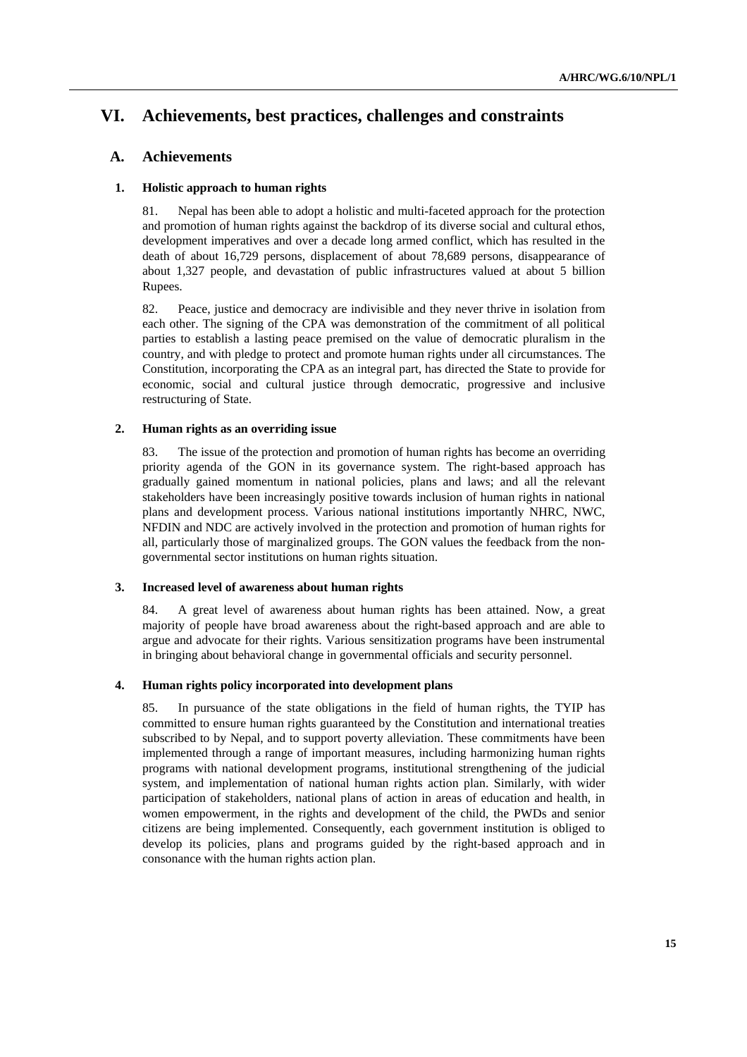# VI. Achievements, best practices, challenges and constraints

## A. Achievements

### 1. Holistic approach to human rights

81. Nepal has been able to adopt a holistic and multi-faceted approach for the protection and promotion of human rights against the backdrop of its diverse social and cultural ethos, development imperatives and over a decade long armed conflict, which has resulted in the death of about 16,729 persons, displacement of about 78,689 persons, disappearance of about 1,327 people, and devastation of public infrastructures valued at about 5 billion Rupees.

82. Peace, justice and democracy are indivisible and they never thrive in isolation from each other. The signing of the CPA was demonstration of the commitment of all political parties to establish a lasting peace premised on the value of democratic pluralism in the country, and with pledge to protect and promote human rights under all circumstances. The Constitution, incorporating the CPA as an integral part, has directed the State to provide for economic, social and cultural justice through democratic, progressive and inclusive restructuring of State.

### 2. Human rights as an overriding issue

83. The issue of the protection and promotion of human rights has become an overriding priority agenda of the GON in its governance system. The right-based approach has gradually gained momentum in national policies, plans and laws; and all the relevant stakeholders have been increasingly positive towards inclusion of human rights in national plans and development process. Various national institutions importantly NHRC, NWC, NFDIN and NDC are actively involved in the protection and promotion of human rights for all, particularly those of marginalized groups. The GON values the feedback from the non-governmental sector institutions on human rights situation.

### 3. Increased level of awareness about human rights

84. A great level of awareness about human rights has been attained. Now, a great majority of people have broad awareness about the right-based approach and are able to argue and advocate for their rights. Various sensitization programs have been instrumental in bringing about behavioral change in governmental officials and security personnel.

### 4. Human rights policy incorporated into development plans

85. In pursuance of the state obligations in the field of human rights, the TYIP has committed to ensure human rights guaranteed by the Constitution and international treaties subscribed to by Nepal, and to support poverty alleviation. These commitments have been implemented through a range of important measures, including harmonizing human rights programs with national development programs, institutional strengthening of the judicial system, and implementation of national human rights action plan. Similarly, with wider participation of stakeholders, national plans of action in areas of education and health, in women empowerment, in the rights and development of the child, the PWDs and senior citizens are being implemented. Consequently, each government institution is obliged to develop its policies, plans and programs guided by the right-based approach and in consonance with the human rights action plan.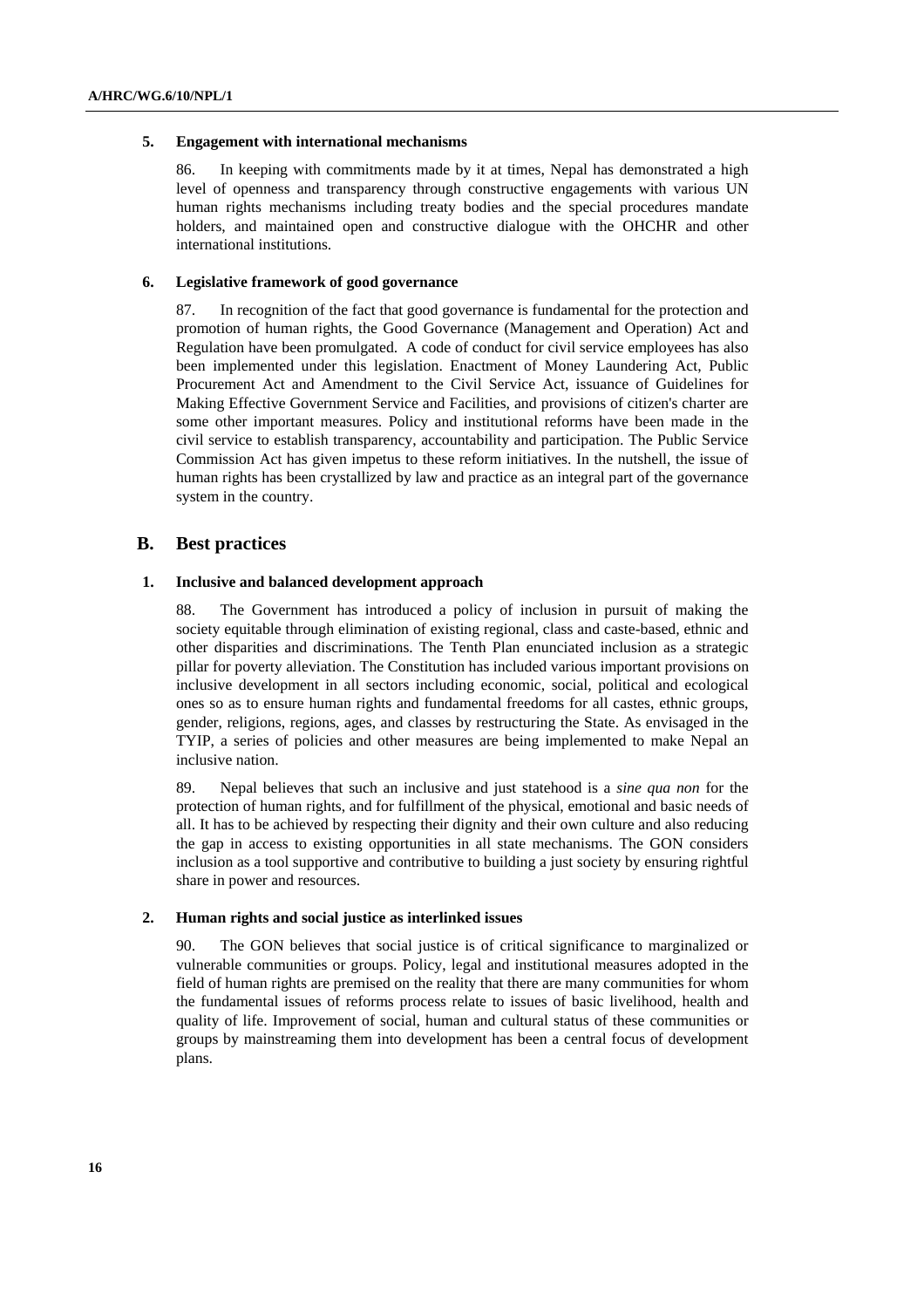### 5. Engagement with international mechanisms

86. In keeping with commitments made by it at times, Nepal has demonstrated a high level of openness and transparency through constructive engagements with various UN human rights mechanisms including treaty bodies and the special procedures mandate holders, and maintained open and constructive dialogue with the OHCHR and other international institutions.

### 6. Legislative framework of good governance

87. In recognition of the fact that good governance is fundamental for the protection and promotion of human rights, the Good Governance (Management and Operation) Act and Regulation have been promulgated. A code of conduct for civil service employees has also been implemented under this legislation. Enactment of Money Laundering Act, Public Procurement Act and Amendment to the Civil Service Act, issuance of Guidelines for Making Effective Government Service and Facilities, and provisions of citizen's charter are some other important measures. Policy and institutional reforms have been made in the civil service to establish transparency, accountability and participation. The Public Service Commission Act has given impetus to these reform initiatives. In the nutshell, the issue of human rights has been crystallized by law and practice as an integral part of the governance system in the country.

## B. Best practices

### 1. Inclusive and balanced development approach

88. The Government has introduced a policy of inclusion in pursuit of making the society equitable through elimination of existing regional, class and caste-based, ethnic and other disparities and discriminations. The Tenth Plan enunciated inclusion as a strategic pillar for poverty alleviation. The Constitution has included various important provisions on inclusive development in all sectors including economic, social, political and ecological ones so as to ensure human rights and fundamental freedoms for all castes, ethnic groups, gender, religions, regions, ages, and classes by restructuring the State. As envisaged in the TYIP, a series of policies and other measures are being implemented to make Nepal an inclusive nation.

89. Nepal believes that such an inclusive and just statehood is a *sine qua non* for the protection of human rights, and for fulfillment of the physical, emotional and basic needs of all. It has to be achieved by respecting their dignity and their own culture and also reducing the gap in access to existing opportunities in all state mechanisms. The GON considers inclusion as a tool supportive and contributive to building a just society by ensuring rightful share in power and resources.

### 2. Human rights and social justice as interlinked issues

90. The GON believes that social justice is of critical significance to marginalized or vulnerable communities or groups. Policy, legal and institutional measures adopted in the field of human rights are premised on the reality that there are many communities for whom the fundamental issues of reforms process relate to issues of basic livelihood, health and quality of life. Improvement of social, human and cultural status of these communities or groups by mainstreaming them into development has been a central focus of development plans.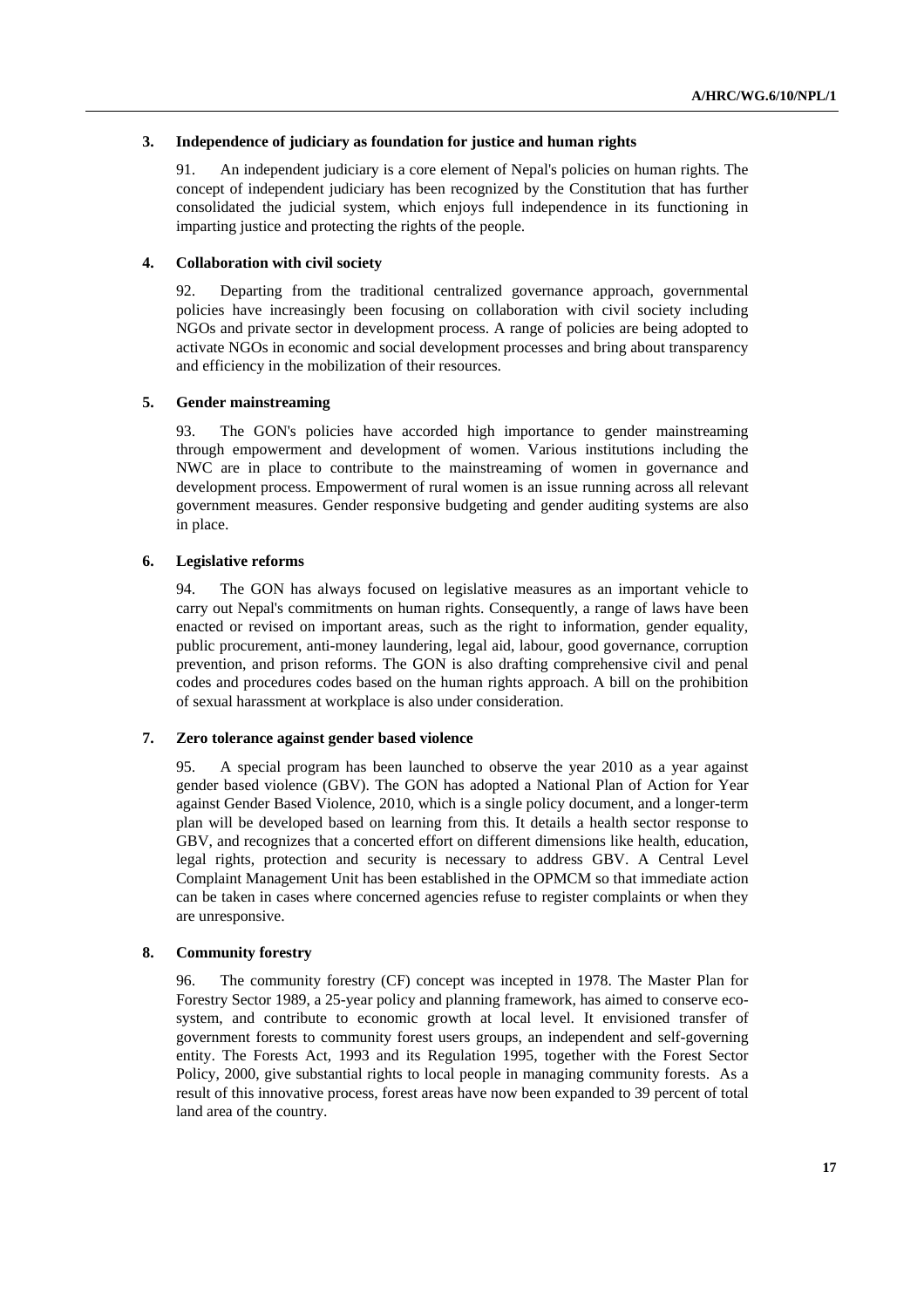### 3. Independence of judiciary as foundation for justice and human rights

91. An independent judiciary is a core element of Nepal's policies on human rights. The concept of independent judiciary has been recognized by the Constitution that has further consolidated the judicial system, which enjoys full independence in its functioning in imparting justice and protecting the rights of the people.

### 4. Collaboration with civil society

92. Departing from the traditional centralized governance approach, governmental policies have increasingly been focusing on collaboration with civil society including NGOs and private sector in development process. A range of policies are being adopted to activate NGOs in economic and social development processes and bring about transparency and efficiency in the mobilization of their resources.

### 5. Gender mainstreaming

93. The GON's policies have accorded high importance to gender mainstreaming through empowerment and development of women. Various institutions including the NWC are in place to contribute to the mainstreaming of women in governance and development process. Empowerment of rural women is an issue running across all relevant government measures. Gender responsive budgeting and gender auditing systems are also in place.

### 6. Legislative reforms

94. The GON has always focused on legislative measures as an important vehicle to carry out Nepal's commitments on human rights. Consequently, a range of laws have been enacted or revised on important areas, such as the right to information, gender equality, public procurement, anti-money laundering, legal aid, labour, good governance, corruption prevention, and prison reforms. The GON is also drafting comprehensive civil and penal codes and procedures codes based on the human rights approach. A bill on the prohibition of sexual harassment at workplace is also under consideration.

### 7. Zero tolerance against gender based violence

95. A special program has been launched to observe the year 2010 as a year against gender based violence (GBV). The GON has adopted a National Plan of Action for Year against Gender Based Violence, 2010, which is a single policy document, and a longer-term plan will be developed based on learning from this. It details a health sector response to GBV, and recognizes that a concerted effort on different dimensions like health, education, legal rights, protection and security is necessary to address GBV. A Central Level Complaint Management Unit has been established in the OPMCM so that immediate action can be taken in cases where concerned agencies refuse to register complaints or when they are unresponsive.

### 8. Community forestry

96. The community forestry (CF) concept was incepted in 1978. The Master Plan for Forestry Sector 1989, a 25-year policy and planning framework, has aimed to conserve eco-system, and contribute to economic growth at local level. It envisioned transfer of government forests to community forest users groups, an independent and self-governing entity. The Forests Act, 1993 and its Regulation 1995, together with the Forest Sector Policy, 2000, give substantial rights to local people in managing community forests. As a result of this innovative process, forest areas have now been expanded to 39 percent of total land area of the country.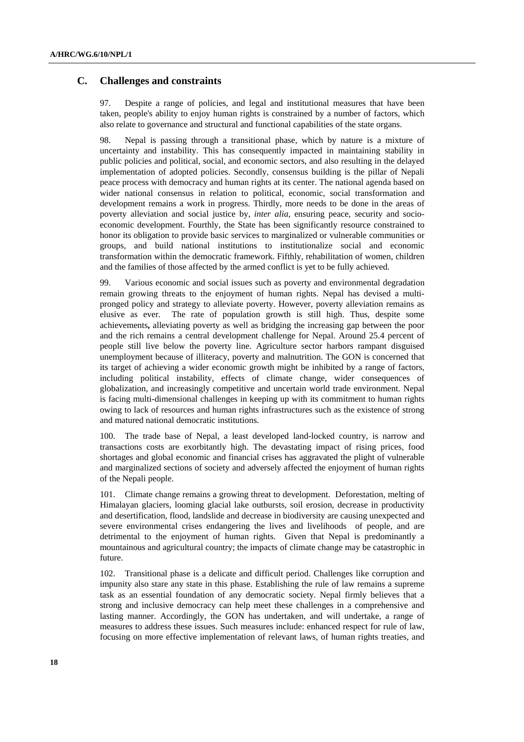## C. Challenges and constraints

97. Despite a range of policies, and legal and institutional measures that have been taken, people's ability to enjoy human rights is constrained by a number of factors, which also relate to governance and structural and functional capabilities of the state organs.

98. Nepal is passing through a transitional phase, which by nature is a mixture of uncertainty and instability. This has consequently impacted in maintaining stability in public policies and political, social, and economic sectors, and also resulting in the delayed implementation of adopted policies. Secondly, consensus building is the pillar of Nepali peace process with democracy and human rights at its center. The national agenda based on wider national consensus in relation to political, economic, social transformation and development remains a work in progress. Thirdly, more needs to be done in the areas of poverty alleviation and social justice by, *inter alia*, ensuring peace, security and socio-economic development. Fourthly, the State has been significantly resource constrained to honor its obligation to provide basic services to marginalized or vulnerable communities or groups, and build national institutions to institutionalize social and economic transformation within the democratic framework. Fifthly, rehabilitation of women, children and the families of those affected by the armed conflict is yet to be fully achieved.

99. Various economic and social issues such as poverty and environmental degradation remain growing threats to the enjoyment of human rights. Nepal has devised a multi-pronged policy and strategy to alleviate poverty. However, poverty alleviation remains as elusive as ever. The rate of population growth is still high. Thus, despite some achievements**,** alleviating poverty as well as bridging the increasing gap between the poor and the rich remains a central development challenge for Nepal. Around 25.4 percent of people still live below the poverty line. Agriculture sector harbors rampant disguised unemployment because of illiteracy, poverty and malnutrition. The GON is concerned that its target of achieving a wider economic growth might be inhibited by a range of factors, including political instability, effects of climate change, wider consequences of globalization, and increasingly competitive and uncertain world trade environment. Nepal is facing multi-dimensional challenges in keeping up with its commitment to human rights owing to lack of resources and human rights infrastructures such as the existence of strong and matured national democratic institutions.

100. The trade base of Nepal, a least developed land-locked country, is narrow and transactions costs are exorbitantly high. The devastating impact of rising prices, food shortages and global economic and financial crises has aggravated the plight of vulnerable and marginalized sections of society and adversely affected the enjoyment of human rights of the Nepali people.

101. Climate change remains a growing threat to development. Deforestation, melting of Himalayan glaciers, looming glacial lake outbursts, soil erosion, decrease in productivity and desertification, flood, landslide and decrease in biodiversity are causing unexpected and severe environmental crises endangering the lives and livelihoods of people, and are detrimental to the enjoyment of human rights. Given that Nepal is predominantly a mountainous and agricultural country; the impacts of climate change may be catastrophic in future.

102. Transitional phase is a delicate and difficult period. Challenges like corruption and impunity also stare any state in this phase. Establishing the rule of law remains a supreme task as an essential foundation of any democratic society. Nepal firmly believes that a strong and inclusive democracy can help meet these challenges in a comprehensive and lasting manner. Accordingly, the GON has undertaken, and will undertake, a range of measures to address these issues. Such measures include: enhanced respect for rule of law, focusing on more effective implementation of relevant laws, of human rights treaties, and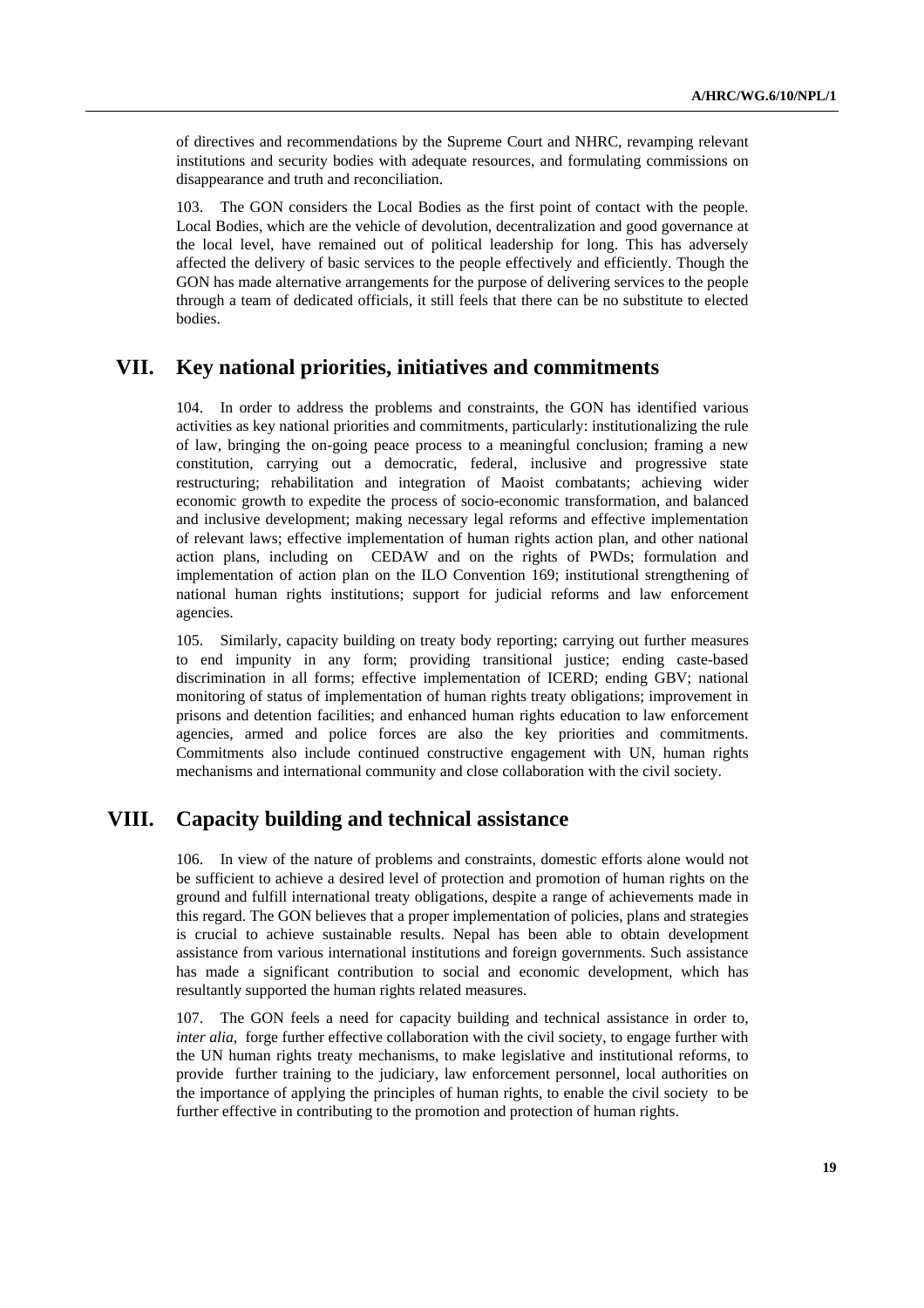of directives and recommendations by the Supreme Court and NHRC, revamping relevant institutions and security bodies with adequate resources, and formulating commissions on disappearance and truth and reconciliation.

103. The GON considers the Local Bodies as the first point of contact with the people. Local Bodies, which are the vehicle of devolution, decentralization and good governance at the local level, have remained out of political leadership for long. This has adversely affected the delivery of basic services to the people effectively and efficiently. Though the GON has made alternative arrangements for the purpose of delivering services to the people through a team of dedicated officials, it still feels that there can be no substitute to elected bodies.

## VII. Key national priorities, initiatives and commitments

104. In order to address the problems and constraints, the GON has identified various activities as key national priorities and commitments, particularly: institutionalizing the rule of law, bringing the on-going peace process to a meaningful conclusion; framing a new constitution, carrying out a democratic, federal, inclusive and progressive state restructuring; rehabilitation and integration of Maoist combatants; achieving wider economic growth to expedite the process of socio-economic transformation, and balanced and inclusive development; making necessary legal reforms and effective implementation of relevant laws; effective implementation of human rights action plan, and other national action plans, including on CEDAW and on the rights of PWDs; formulation and implementation of action plan on the ILO Convention 169; institutional strengthening of national human rights institutions; support for judicial reforms and law enforcement agencies.

105. Similarly, capacity building on treaty body reporting; carrying out further measures to end impunity in any form; providing transitional justice; ending caste-based discrimination in all forms; effective implementation of ICERD; ending GBV; national monitoring of status of implementation of human rights treaty obligations; improvement in prisons and detention facilities; and enhanced human rights education to law enforcement agencies, armed and police forces are also the key priorities and commitments. Commitments also include continued constructive engagement with UN, human rights mechanisms and international community and close collaboration with the civil society.

## VIII. Capacity building and technical assistance

106. In view of the nature of problems and constraints, domestic efforts alone would not be sufficient to achieve a desired level of protection and promotion of human rights on the ground and fulfill international treaty obligations, despite a range of achievements made in this regard. The GON believes that a proper implementation of policies, plans and strategies is crucial to achieve sustainable results. Nepal has been able to obtain development assistance from various international institutions and foreign governments. Such assistance has made a significant contribution to social and economic development, which has resultantly supported the human rights related measures.

107. The GON feels a need for capacity building and technical assistance in order to, *inter alia*, forge further effective collaboration with the civil society, to engage further with the UN human rights treaty mechanisms, to make legislative and institutional reforms, to provide further training to the judiciary, law enforcement personnel, local authorities on the importance of applying the principles of human rights, to enable the civil society to be further effective in contributing to the promotion and protection of human rights.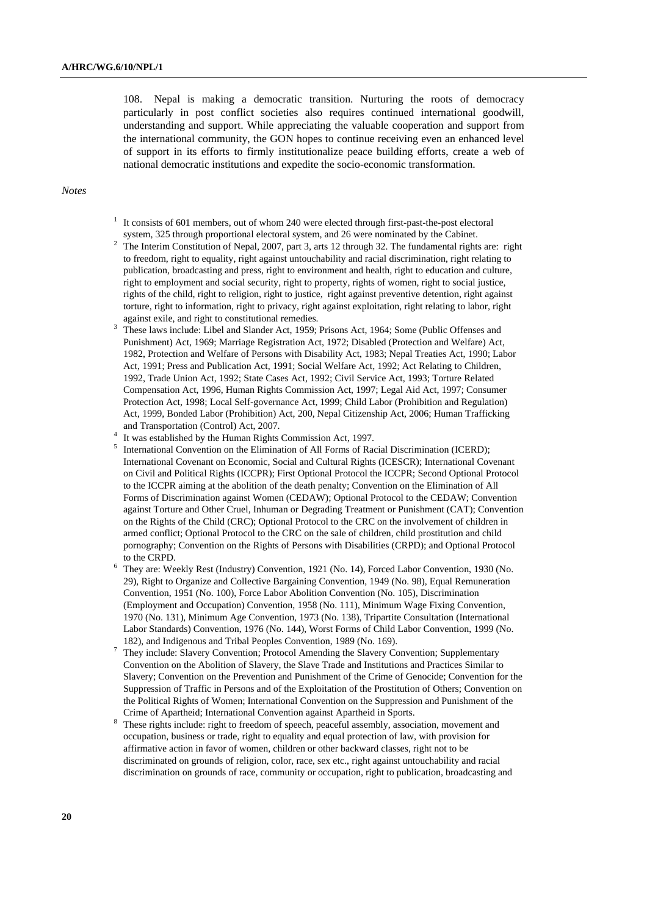108. Nepal is making a democratic transition. Nurturing the roots of democracy particularly in post conflict societies also requires continued international goodwill, understanding and support. While appreciating the valuable cooperation and support from the international community, the GON hopes to continue receiving even an enhanced level of support in its efforts to firmly institutionalize peace building efforts, create a web of national democratic institutions and expedite the socio-economic transformation.

*Notes*

[1] It consists of 601 members, out of whom 240 were elected through first-past-the-post electoral system, 325 through proportional electoral system, and 26 were nominated by the Cabinet.

[2] The Interim Constitution of Nepal, 2007, part 3, arts 12 through 32. The fundamental rights are: right to freedom, right to equality, right against untouchability and racial discrimination, right relating to publication, broadcasting and press, right to environment and health, right to education and culture, right to employment and social security, right to property, rights of women, right to social justice, rights of the child, right to religion, right to justice, right against preventive detention, right against torture, right to information, right to privacy, right against exploitation, right relating to labor, right against exile, and right to constitutional remedies.

[3] These laws include: Libel and Slander Act, 1959; Prisons Act, 1964; Some (Public Offenses and Punishment) Act, 1969; Marriage Registration Act, 1972; Disabled (Protection and Welfare) Act, 1982, Protection and Welfare of Persons with Disability Act, 1983; Nepal Treaties Act, 1990; Labor Act, 1991; Press and Publication Act, 1991; Social Welfare Act, 1992; Act Relating to Children, 1992, Trade Union Act, 1992; State Cases Act, 1992; Civil Service Act, 1993; Torture Related Compensation Act, 1996, Human Rights Commission Act, 1997; Legal Aid Act, 1997; Consumer Protection Act, 1998; Local Self-governance Act, 1999; Child Labor (Prohibition and Regulation) Act, 1999, Bonded Labor (Prohibition) Act, 200, Nepal Citizenship Act, 2006; Human Trafficking and Transportation (Control) Act, 2007.

[4] It was established by the Human Rights Commission Act, 1997.

[5] International Convention on the Elimination of All Forms of Racial Discrimination (ICERD); International Covenant on Economic, Social and Cultural Rights (ICESCR); International Covenant on Civil and Political Rights (ICCPR); First Optional Protocol the ICCPR; Second Optional Protocol to the ICCPR aiming at the abolition of the death penalty; Convention on the Elimination of All Forms of Discrimination against Women (CEDAW); Optional Protocol to the CEDAW; Convention against Torture and Other Cruel, Inhuman or Degrading Treatment or Punishment (CAT); Convention on the Rights of the Child (CRC); Optional Protocol to the CRC on the involvement of children in armed conflict; Optional Protocol to the CRC on the sale of children, child prostitution and child pornography; Convention on the Rights of Persons with Disabilities (CRPD); and Optional Protocol to the CRPD.

[6] They are: Weekly Rest (Industry) Convention, 1921 (No. 14), Forced Labor Convention, 1930 (No. 29), Right to Organize and Collective Bargaining Convention, 1949 (No. 98), Equal Remuneration Convention, 1951 (No. 100), Force Labor Abolition Convention (No. 105), Discrimination (Employment and Occupation) Convention, 1958 (No. 111), Minimum Wage Fixing Convention, 1970 (No. 131), Minimum Age Convention, 1973 (No. 138), Tripartite Consultation (International Labor Standards) Convention, 1976 (No. 144), Worst Forms of Child Labor Convention, 1999 (No. 182), and Indigenous and Tribal Peoples Convention, 1989 (No. 169).

[7] They include: Slavery Convention; Protocol Amending the Slavery Convention; Supplementary Convention on the Abolition of Slavery, the Slave Trade and Institutions and Practices Similar to Slavery; Convention on the Prevention and Punishment of the Crime of Genocide; Convention for the Suppression of Traffic in Persons and of the Exploitation of the Prostitution of Others; Convention on the Political Rights of Women; International Convention on the Suppression and Punishment of the Crime of Apartheid; International Convention against Apartheid in Sports.

[8] These rights include: right to freedom of speech, peaceful assembly, association, movement and occupation, business or trade, right to equality and equal protection of law, with provision for affirmative action in favor of women, children or other backward classes, right not to be discriminated on grounds of religion, color, race, sex etc., right against untouchability and racial discrimination on grounds of race, community or occupation, right to publication, broadcasting and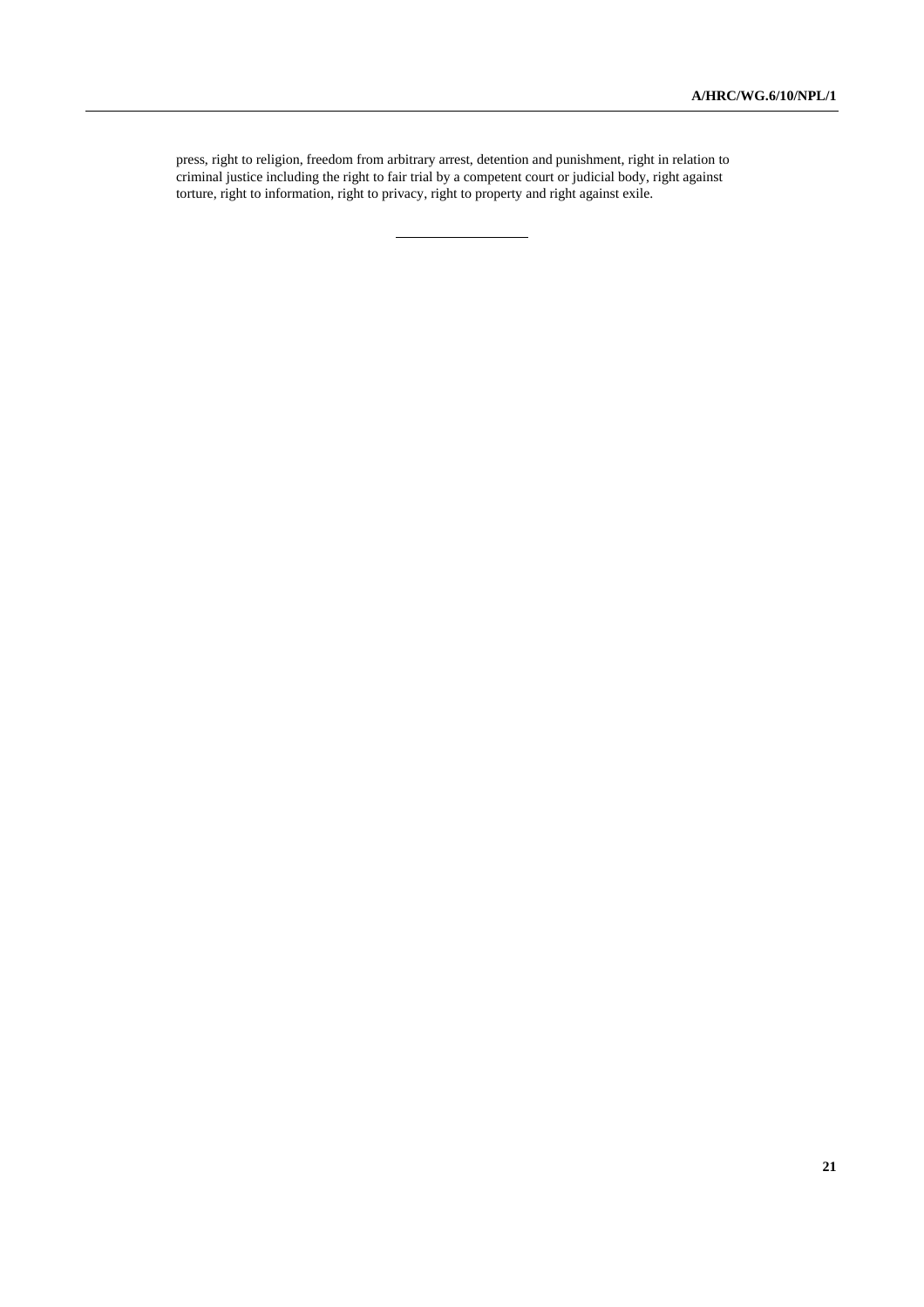press, right to religion, freedom from arbitrary arrest, detention and punishment, right in relation to criminal justice including the right to fair trial by a competent court or judicial body, right against torture, right to information, right to privacy, right to property and right against exile.